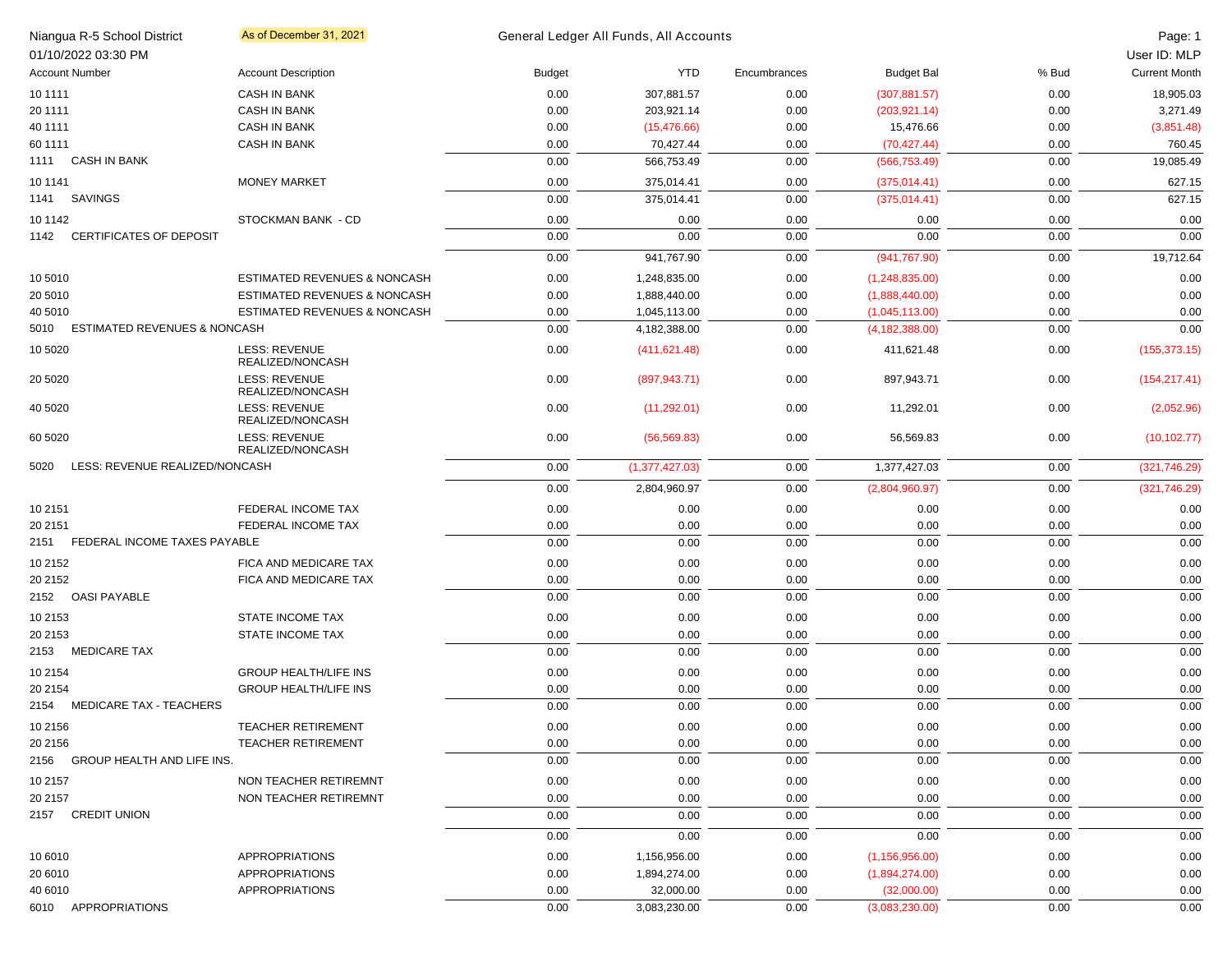Niangua R-5 School District — As of December 31, 2021 — General Ledger All Funds, All Accounts

01/10/2022 03:30 PM — User ID: MLP

| Account Number | Account Description | Budget | YTD | Encumbrances | Budget Bal | % Bud | Current Month |
|---|---|---|---|---|---|---|---|
| 10 1111 | CASH IN BANK | 0.00 | 307,881.57 | 0.00 | (307,881.57) | 0.00 | 18,905.03 |
| 20 1111 | CASH IN BANK | 0.00 | 203,921.14 | 0.00 | (203,921.14) | 0.00 | 3,271.49 |
| 40 1111 | CASH IN BANK | 0.00 | (15,476.66) | 0.00 | 15,476.66 | 0.00 | (3,851.48) |
| 60 1111 | CASH IN BANK | 0.00 | 70,427.44 | 0.00 | (70,427.44) | 0.00 | 760.45 |
| 1111 CASH IN BANK | | 0.00 | 566,753.49 | 0.00 | (566,753.49) | 0.00 | 19,085.49 |
| 10 1141 | MONEY MARKET | 0.00 | 375,014.41 | 0.00 | (375,014.41) | 0.00 | 627.15 |
| 1141 SAVINGS | | 0.00 | 375,014.41 | 0.00 | (375,014.41) | 0.00 | 627.15 |
| 10 1142 | STOCKMAN BANK - CD | 0.00 | 0.00 | 0.00 | 0.00 | 0.00 | 0.00 |
| 1142 CERTIFICATES OF DEPOSIT | | 0.00 | 0.00 | 0.00 | 0.00 | 0.00 | 0.00 |
| | | 0.00 | 941,767.90 | 0.00 | (941,767.90) | 0.00 | 19,712.64 |
| 10 5010 | ESTIMATED REVENUES & NONCASH | 0.00 | 1,248,835.00 | 0.00 | (1,248,835.00) | 0.00 | 0.00 |
| 20 5010 | ESTIMATED REVENUES & NONCASH | 0.00 | 1,888,440.00 | 0.00 | (1,888,440.00) | 0.00 | 0.00 |
| 40 5010 | ESTIMATED REVENUES & NONCASH | 0.00 | 1,045,113.00 | 0.00 | (1,045,113.00) | 0.00 | 0.00 |
| 5010 ESTIMATED REVENUES & NONCASH | | 0.00 | 4,182,388.00 | 0.00 | (4,182,388.00) | 0.00 | 0.00 |
| 10 5020 | LESS: REVENUE REALIZED/NONCASH | 0.00 | (411,621.48) | 0.00 | 411,621.48 | 0.00 | (155,373.15) |
| 20 5020 | LESS: REVENUE REALIZED/NONCASH | 0.00 | (897,943.71) | 0.00 | 897,943.71 | 0.00 | (154,217.41) |
| 40 5020 | LESS: REVENUE REALIZED/NONCASH | 0.00 | (11,292.01) | 0.00 | 11,292.01 | 0.00 | (2,052.96) |
| 60 5020 | LESS: REVENUE REALIZED/NONCASH | 0.00 | (56,569.83) | 0.00 | 56,569.83 | 0.00 | (10,102.77) |
| 5020 LESS: REVENUE REALIZED/NONCASH | | 0.00 | (1,377,427.03) | 0.00 | 1,377,427.03 | 0.00 | (321,746.29) |
| | | 0.00 | 2,804,960.97 | 0.00 | (2,804,960.97) | 0.00 | (321,746.29) |
| 10 2151 | FEDERAL INCOME TAX | 0.00 | 0.00 | 0.00 | 0.00 | 0.00 | 0.00 |
| 20 2151 | FEDERAL INCOME TAX | 0.00 | 0.00 | 0.00 | 0.00 | 0.00 | 0.00 |
| 2151 FEDERAL INCOME TAXES PAYABLE | | 0.00 | 0.00 | 0.00 | 0.00 | 0.00 | 0.00 |
| 10 2152 | FICA AND MEDICARE TAX | 0.00 | 0.00 | 0.00 | 0.00 | 0.00 | 0.00 |
| 20 2152 | FICA AND MEDICARE TAX | 0.00 | 0.00 | 0.00 | 0.00 | 0.00 | 0.00 |
| 2152 OASI PAYABLE | | 0.00 | 0.00 | 0.00 | 0.00 | 0.00 | 0.00 |
| 10 2153 | STATE INCOME TAX | 0.00 | 0.00 | 0.00 | 0.00 | 0.00 | 0.00 |
| 20 2153 | STATE INCOME TAX | 0.00 | 0.00 | 0.00 | 0.00 | 0.00 | 0.00 |
| 2153 MEDICARE TAX | | 0.00 | 0.00 | 0.00 | 0.00 | 0.00 | 0.00 |
| 10 2154 | GROUP HEALTH/LIFE INS | 0.00 | 0.00 | 0.00 | 0.00 | 0.00 | 0.00 |
| 20 2154 | GROUP HEALTH/LIFE INS | 0.00 | 0.00 | 0.00 | 0.00 | 0.00 | 0.00 |
| 2154 MEDICARE TAX - TEACHERS | | 0.00 | 0.00 | 0.00 | 0.00 | 0.00 | 0.00 |
| 10 2156 | TEACHER RETIREMENT | 0.00 | 0.00 | 0.00 | 0.00 | 0.00 | 0.00 |
| 20 2156 | TEACHER RETIREMENT | 0.00 | 0.00 | 0.00 | 0.00 | 0.00 | 0.00 |
| 2156 GROUP HEALTH AND LIFE INS. | | 0.00 | 0.00 | 0.00 | 0.00 | 0.00 | 0.00 |
| 10 2157 | NON TEACHER RETIREMNT | 0.00 | 0.00 | 0.00 | 0.00 | 0.00 | 0.00 |
| 20 2157 | NON TEACHER RETIREMNT | 0.00 | 0.00 | 0.00 | 0.00 | 0.00 | 0.00 |
| 2157 CREDIT UNION | | 0.00 | 0.00 | 0.00 | 0.00 | 0.00 | 0.00 |
| | | 0.00 | 0.00 | 0.00 | 0.00 | 0.00 | 0.00 |
| 10 6010 | APPROPRIATIONS | 0.00 | 1,156,956.00 | 0.00 | (1,156,956.00) | 0.00 | 0.00 |
| 20 6010 | APPROPRIATIONS | 0.00 | 1,894,274.00 | 0.00 | (1,894,274.00) | 0.00 | 0.00 |
| 40 6010 | APPROPRIATIONS | 0.00 | 32,000.00 | 0.00 | (32,000.00) | 0.00 | 0.00 |
| 6010 APPROPRIATIONS | | 0.00 | 3,083,230.00 | 0.00 | (3,083,230.00) | 0.00 | 0.00 |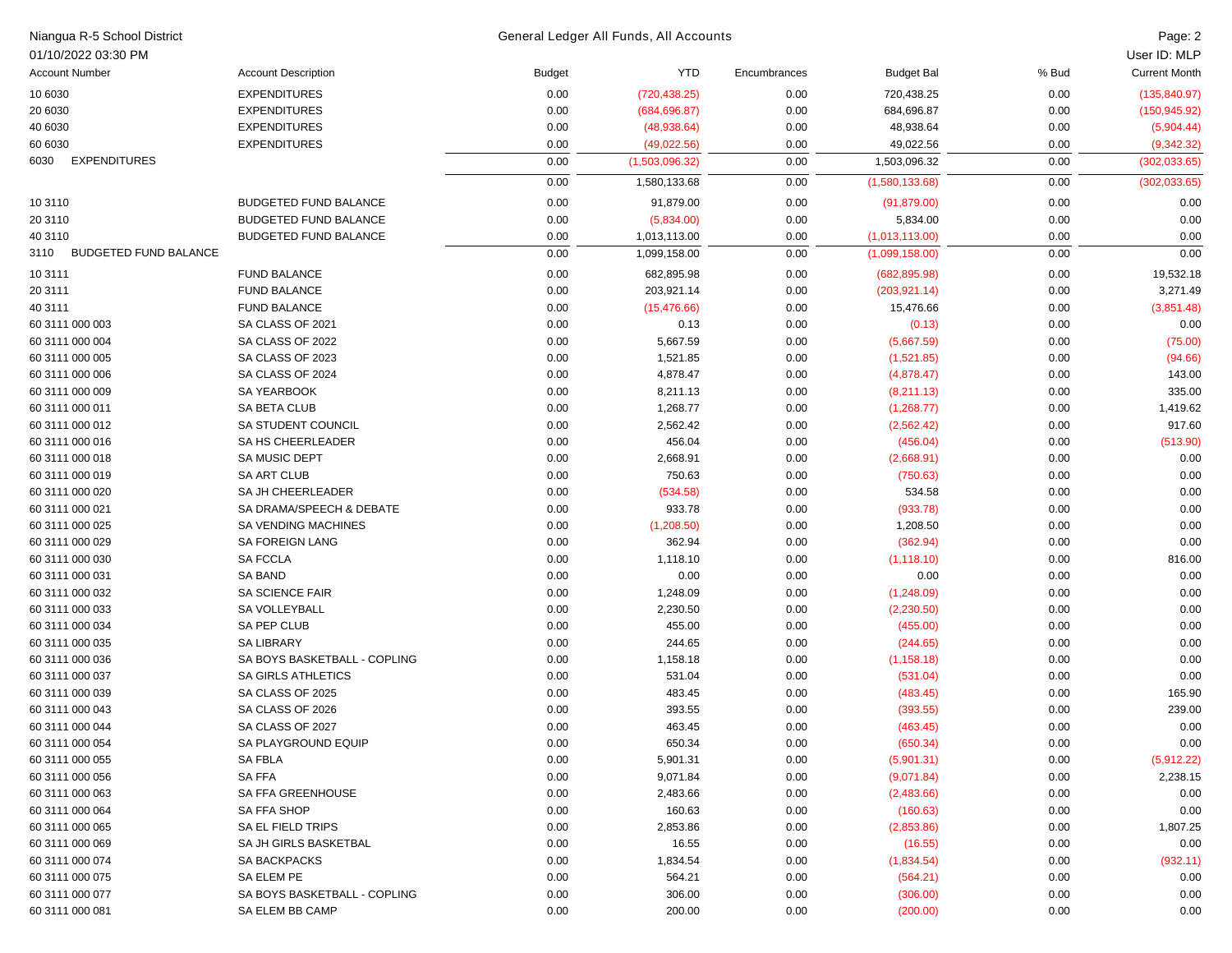| Account Number | Account Description | Budget | YTD | Encumbrances | Budget Bal | % Bud | Current Month |
|---|---|---|---|---|---|---|---|
| 10 6030 | EXPENDITURES | 0.00 | (720,438.25) | 0.00 | 720,438.25 | 0.00 | (135,840.97) |
| 20 6030 | EXPENDITURES | 0.00 | (684,696.87) | 0.00 | 684,696.87 | 0.00 | (150,945.92) |
| 40 6030 | EXPENDITURES | 0.00 | (48,938.64) | 0.00 | 48,938.64 | 0.00 | (5,904.44) |
| 60 6030 | EXPENDITURES | 0.00 | (49,022.56) | 0.00 | 49,022.56 | 0.00 | (9,342.32) |
| 6030 EXPENDITURES | | 0.00 | (1,503,096.32) | 0.00 | 1,503,096.32 | 0.00 | (302,033.65) |
| | | 0.00 | 1,580,133.68 | 0.00 | (1,580,133.68) | 0.00 | (302,033.65) |
| 10 3110 | BUDGETED FUND BALANCE | 0.00 | 91,879.00 | 0.00 | (91,879.00) | 0.00 | 0.00 |
| 20 3110 | BUDGETED FUND BALANCE | 0.00 | (5,834.00) | 0.00 | 5,834.00 | 0.00 | 0.00 |
| 40 3110 | BUDGETED FUND BALANCE | 0.00 | 1,013,113.00 | 0.00 | (1,013,113.00) | 0.00 | 0.00 |
| 3110 BUDGETED FUND BALANCE | | 0.00 | 1,099,158.00 | 0.00 | (1,099,158.00) | 0.00 | 0.00 |
| 10 3111 | FUND BALANCE | 0.00 | 682,895.98 | 0.00 | (682,895.98) | 0.00 | 19,532.18 |
| 20 3111 | FUND BALANCE | 0.00 | 203,921.14 | 0.00 | (203,921.14) | 0.00 | 3,271.49 |
| 40 3111 | FUND BALANCE | 0.00 | (15,476.66) | 0.00 | 15,476.66 | 0.00 | (3,851.48) |
| 60 3111 000 003 | SA CLASS OF 2021 | 0.00 | 0.13 | 0.00 | (0.13) | 0.00 | 0.00 |
| 60 3111 000 004 | SA CLASS OF 2022 | 0.00 | 5,667.59 | 0.00 | (5,667.59) | 0.00 | (75.00) |
| 60 3111 000 005 | SA CLASS OF 2023 | 0.00 | 1,521.85 | 0.00 | (1,521.85) | 0.00 | (94.66) |
| 60 3111 000 006 | SA CLASS OF 2024 | 0.00 | 4,878.47 | 0.00 | (4,878.47) | 0.00 | 143.00 |
| 60 3111 000 009 | SA YEARBOOK | 0.00 | 8,211.13 | 0.00 | (8,211.13) | 0.00 | 335.00 |
| 60 3111 000 011 | SA BETA CLUB | 0.00 | 1,268.77 | 0.00 | (1,268.77) | 0.00 | 1,419.62 |
| 60 3111 000 012 | SA STUDENT COUNCIL | 0.00 | 2,562.42 | 0.00 | (2,562.42) | 0.00 | 917.60 |
| 60 3111 000 016 | SA HS CHEERLEADER | 0.00 | 456.04 | 0.00 | (456.04) | 0.00 | (513.90) |
| 60 3111 000 018 | SA MUSIC DEPT | 0.00 | 2,668.91 | 0.00 | (2,668.91) | 0.00 | 0.00 |
| 60 3111 000 019 | SA ART CLUB | 0.00 | 750.63 | 0.00 | (750.63) | 0.00 | 0.00 |
| 60 3111 000 020 | SA JH CHEERLEADER | 0.00 | (534.58) | 0.00 | 534.58 | 0.00 | 0.00 |
| 60 3111 000 021 | SA DRAMA/SPEECH & DEBATE | 0.00 | 933.78 | 0.00 | (933.78) | 0.00 | 0.00 |
| 60 3111 000 025 | SA VENDING MACHINES | 0.00 | (1,208.50) | 0.00 | 1,208.50 | 0.00 | 0.00 |
| 60 3111 000 029 | SA FOREIGN LANG | 0.00 | 362.94 | 0.00 | (362.94) | 0.00 | 0.00 |
| 60 3111 000 030 | SA FCCLA | 0.00 | 1,118.10 | 0.00 | (1,118.10) | 0.00 | 816.00 |
| 60 3111 000 031 | SA BAND | 0.00 | 0.00 | 0.00 | 0.00 | 0.00 | 0.00 |
| 60 3111 000 032 | SA SCIENCE FAIR | 0.00 | 1,248.09 | 0.00 | (1,248.09) | 0.00 | 0.00 |
| 60 3111 000 033 | SA VOLLEYBALL | 0.00 | 2,230.50 | 0.00 | (2,230.50) | 0.00 | 0.00 |
| 60 3111 000 034 | SA PEP CLUB | 0.00 | 455.00 | 0.00 | (455.00) | 0.00 | 0.00 |
| 60 3111 000 035 | SA LIBRARY | 0.00 | 244.65 | 0.00 | (244.65) | 0.00 | 0.00 |
| 60 3111 000 036 | SA BOYS BASKETBALL - COPLING | 0.00 | 1,158.18 | 0.00 | (1,158.18) | 0.00 | 0.00 |
| 60 3111 000 037 | SA GIRLS ATHLETICS | 0.00 | 531.04 | 0.00 | (531.04) | 0.00 | 0.00 |
| 60 3111 000 039 | SA CLASS OF 2025 | 0.00 | 483.45 | 0.00 | (483.45) | 0.00 | 165.90 |
| 60 3111 000 043 | SA CLASS OF 2026 | 0.00 | 393.55 | 0.00 | (393.55) | 0.00 | 239.00 |
| 60 3111 000 044 | SA CLASS OF 2027 | 0.00 | 463.45 | 0.00 | (463.45) | 0.00 | 0.00 |
| 60 3111 000 054 | SA PLAYGROUND EQUIP | 0.00 | 650.34 | 0.00 | (650.34) | 0.00 | 0.00 |
| 60 3111 000 055 | SA FBLA | 0.00 | 5,901.31 | 0.00 | (5,901.31) | 0.00 | (5,912.22) |
| 60 3111 000 056 | SA FFA | 0.00 | 9,071.84 | 0.00 | (9,071.84) | 0.00 | 2,238.15 |
| 60 3111 000 063 | SA FFA GREENHOUSE | 0.00 | 2,483.66 | 0.00 | (2,483.66) | 0.00 | 0.00 |
| 60 3111 000 064 | SA FFA SHOP | 0.00 | 160.63 | 0.00 | (160.63) | 0.00 | 0.00 |
| 60 3111 000 065 | SA EL FIELD TRIPS | 0.00 | 2,853.86 | 0.00 | (2,853.86) | 0.00 | 1,807.25 |
| 60 3111 000 069 | SA JH GIRLS BASKETBAL | 0.00 | 16.55 | 0.00 | (16.55) | 0.00 | 0.00 |
| 60 3111 000 074 | SA BACKPACKS | 0.00 | 1,834.54 | 0.00 | (1,834.54) | 0.00 | (932.11) |
| 60 3111 000 075 | SA ELEM PE | 0.00 | 564.21 | 0.00 | (564.21) | 0.00 | 0.00 |
| 60 3111 000 077 | SA BOYS BASKETBALL - COPLING | 0.00 | 306.00 | 0.00 | (306.00) | 0.00 | 0.00 |
| 60 3111 000 081 | SA ELEM BB CAMP | 0.00 | 200.00 | 0.00 | (200.00) | 0.00 | 0.00 |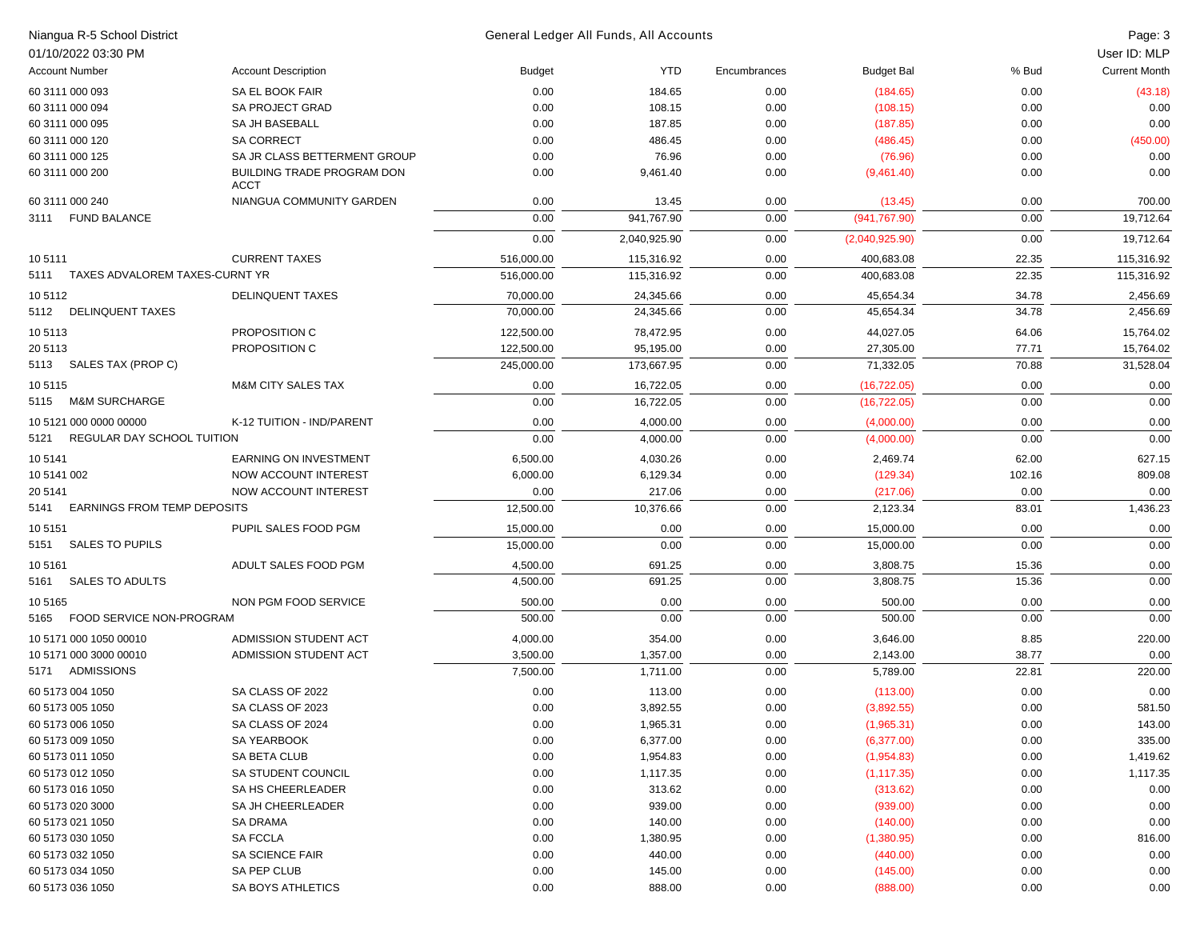| Account Number | Account Description | Budget | YTD | Encumbrances | Budget Bal | % Bud | Current Month |
|---|---|---|---|---|---|---|---|
| 60 3111 000 093 | SA EL BOOK FAIR | 0.00 | 184.65 | 0.00 | (184.65) | 0.00 | (43.18) |
| 60 3111 000 094 | SA PROJECT GRAD | 0.00 | 108.15 | 0.00 | (108.15) | 0.00 | 0.00 |
| 60 3111 000 095 | SA JH BASEBALL | 0.00 | 187.85 | 0.00 | (187.85) | 0.00 | 0.00 |
| 60 3111 000 120 | SA CORRECT | 0.00 | 486.45 | 0.00 | (486.45) | 0.00 | (450.00) |
| 60 3111 000 125 | SA JR CLASS BETTERMENT GROUP | 0.00 | 76.96 | 0.00 | (76.96) | 0.00 | 0.00 |
| 60 3111 000 200 | BUILDING TRADE PROGRAM DON ACCT | 0.00 | 9,461.40 | 0.00 | (9,461.40) | 0.00 | 0.00 |
| 60 3111 000 240 | NIANGUA COMMUNITY GARDEN | 0.00 | 13.45 | 0.00 | (13.45) | 0.00 | 700.00 |
| 3111 FUND BALANCE | | 0.00 | 941,767.90 | 0.00 | (941,767.90) | 0.00 | 19,712.64 |
| | | 0.00 | 2,040,925.90 | 0.00 | (2,040,925.90) | 0.00 | 19,712.64 |
| 10 5111 | CURRENT TAXES | 516,000.00 | 115,316.92 | 0.00 | 400,683.08 | 22.35 | 115,316.92 |
| 5111 TAXES ADVALOREM TAXES-CURNT YR | | 516,000.00 | 115,316.92 | 0.00 | 400,683.08 | 22.35 | 115,316.92 |
| 10 5112 | DELINQUENT TAXES | 70,000.00 | 24,345.66 | 0.00 | 45,654.34 | 34.78 | 2,456.69 |
| 5112 DELINQUENT TAXES | | 70,000.00 | 24,345.66 | 0.00 | 45,654.34 | 34.78 | 2,456.69 |
| 10 5113 | PROPOSITION C | 122,500.00 | 78,472.95 | 0.00 | 44,027.05 | 64.06 | 15,764.02 |
| 20 5113 | PROPOSITION C | 122,500.00 | 95,195.00 | 0.00 | 27,305.00 | 77.71 | 15,764.02 |
| 5113 SALES TAX (PROP C) | | 245,000.00 | 173,667.95 | 0.00 | 71,332.05 | 70.88 | 31,528.04 |
| 10 5115 | M&M CITY SALES TAX | 0.00 | 16,722.05 | 0.00 | (16,722.05) | 0.00 | 0.00 |
| 5115 M&M SURCHARGE | | 0.00 | 16,722.05 | 0.00 | (16,722.05) | 0.00 | 0.00 |
| 10 5121 000 0000 00000 | K-12 TUITION - IND/PARENT | 0.00 | 4,000.00 | 0.00 | (4,000.00) | 0.00 | 0.00 |
| 5121 REGULAR DAY SCHOOL TUITION | | 0.00 | 4,000.00 | 0.00 | (4,000.00) | 0.00 | 0.00 |
| 10 5141 | EARNING ON INVESTMENT | 6,500.00 | 4,030.26 | 0.00 | 2,469.74 | 62.00 | 627.15 |
| 10 5141 002 | NOW ACCOUNT INTEREST | 6,000.00 | 6,129.34 | 0.00 | (129.34) | 102.16 | 809.08 |
| 20 5141 | NOW ACCOUNT INTEREST | 0.00 | 217.06 | 0.00 | (217.06) | 0.00 | 0.00 |
| 5141 EARNINGS FROM TEMP DEPOSITS | | 12,500.00 | 10,376.66 | 0.00 | 2,123.34 | 83.01 | 1,436.23 |
| 10 5151 | PUPIL SALES FOOD PGM | 15,000.00 | 0.00 | 0.00 | 15,000.00 | 0.00 | 0.00 |
| 5151 SALES TO PUPILS | | 15,000.00 | 0.00 | 0.00 | 15,000.00 | 0.00 | 0.00 |
| 10 5161 | ADULT SALES FOOD PGM | 4,500.00 | 691.25 | 0.00 | 3,808.75 | 15.36 | 0.00 |
| 5161 SALES TO ADULTS | | 4,500.00 | 691.25 | 0.00 | 3,808.75 | 15.36 | 0.00 |
| 10 5165 | NON PGM FOOD SERVICE | 500.00 | 0.00 | 0.00 | 500.00 | 0.00 | 0.00 |
| 5165 FOOD SERVICE NON-PROGRAM | | 500.00 | 0.00 | 0.00 | 500.00 | 0.00 | 0.00 |
| 10 5171 000 1050 00010 | ADMISSION STUDENT ACT | 4,000.00 | 354.00 | 0.00 | 3,646.00 | 8.85 | 220.00 |
| 10 5171 000 3000 00010 | ADMISSION STUDENT ACT | 3,500.00 | 1,357.00 | 0.00 | 2,143.00 | 38.77 | 0.00 |
| 5171 ADMISSIONS | | 7,500.00 | 1,711.00 | 0.00 | 5,789.00 | 22.81 | 220.00 |
| 60 5173 004 1050 | SA CLASS OF 2022 | 0.00 | 113.00 | 0.00 | (113.00) | 0.00 | 0.00 |
| 60 5173 005 1050 | SA CLASS OF 2023 | 0.00 | 3,892.55 | 0.00 | (3,892.55) | 0.00 | 581.50 |
| 60 5173 006 1050 | SA CLASS OF 2024 | 0.00 | 1,965.31 | 0.00 | (1,965.31) | 0.00 | 143.00 |
| 60 5173 009 1050 | SA YEARBOOK | 0.00 | 6,377.00 | 0.00 | (6,377.00) | 0.00 | 335.00 |
| 60 5173 011 1050 | SA BETA CLUB | 0.00 | 1,954.83 | 0.00 | (1,954.83) | 0.00 | 1,419.62 |
| 60 5173 012 1050 | SA STUDENT COUNCIL | 0.00 | 1,117.35 | 0.00 | (1,117.35) | 0.00 | 1,117.35 |
| 60 5173 016 1050 | SA HS CHEERLEADER | 0.00 | 313.62 | 0.00 | (313.62) | 0.00 | 0.00 |
| 60 5173 020 3000 | SA JH CHEERLEADER | 0.00 | 939.00 | 0.00 | (939.00) | 0.00 | 0.00 |
| 60 5173 021 1050 | SA DRAMA | 0.00 | 140.00 | 0.00 | (140.00) | 0.00 | 0.00 |
| 60 5173 030 1050 | SA FCCLA | 0.00 | 1,380.95 | 0.00 | (1,380.95) | 0.00 | 816.00 |
| 60 5173 032 1050 | SA SCIENCE FAIR | 0.00 | 440.00 | 0.00 | (440.00) | 0.00 | 0.00 |
| 60 5173 034 1050 | SA PEP CLUB | 0.00 | 145.00 | 0.00 | (145.00) | 0.00 | 0.00 |
| 60 5173 036 1050 | SA BOYS ATHLETICS | 0.00 | 888.00 | 0.00 | (888.00) | 0.00 | 0.00 |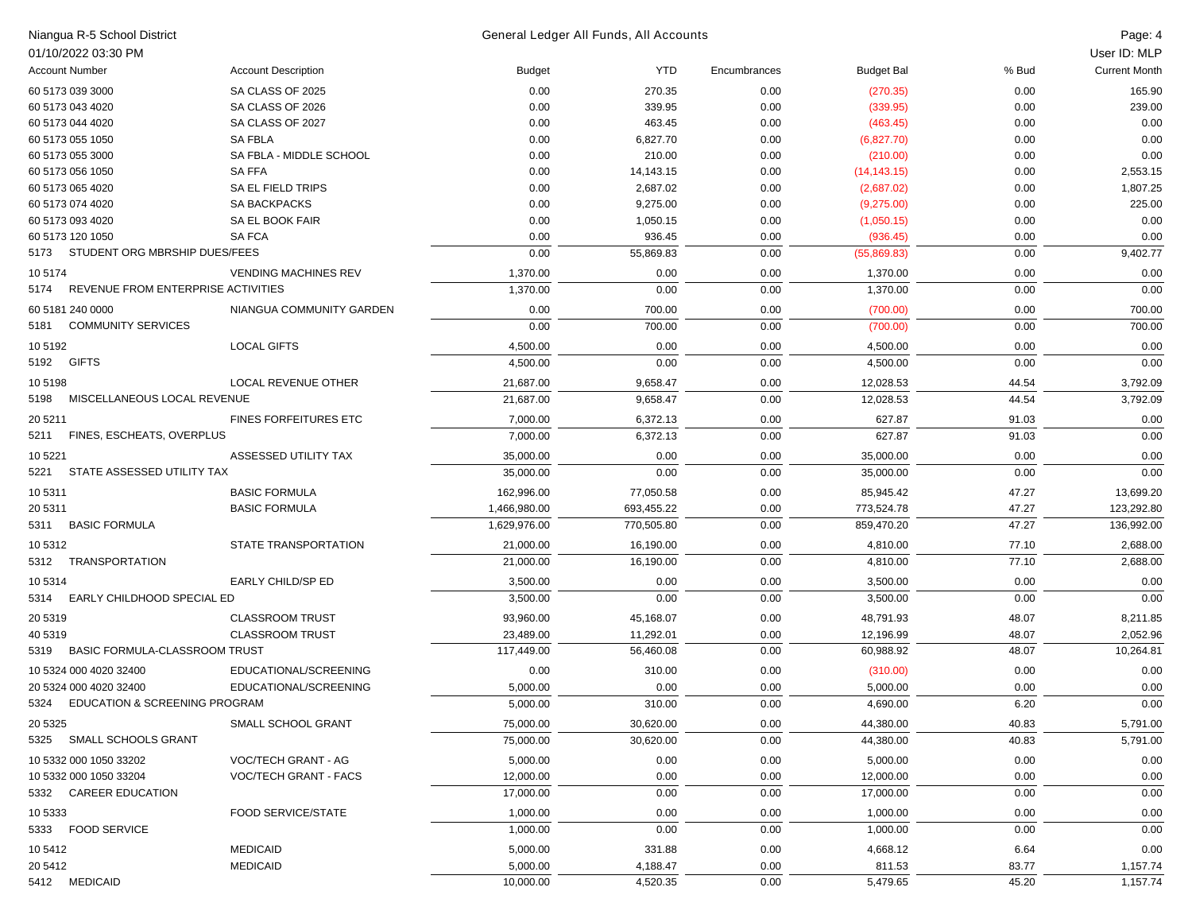Niagua R-5 School District

01/10/2022 03:30 PM

General Ledger All Funds, All Accounts

User ID: MLP

| Account Number | Account Description | Budget | YTD | Encumbrances | Budget Bal | % Bud | Current Month |
|---|---|---|---|---|---|---|---|
| 60 5173 039 3000 | SA CLASS OF 2025 | 0.00 | 270.35 | 0.00 | (270.35) | 0.00 | 165.90 |
| 60 5173 043 4020 | SA CLASS OF 2026 | 0.00 | 339.95 | 0.00 | (339.95) | 0.00 | 239.00 |
| 60 5173 044 4020 | SA CLASS OF 2027 | 0.00 | 463.45 | 0.00 | (463.45) | 0.00 | 0.00 |
| 60 5173 055 1050 | SA FBLA | 0.00 | 6,827.70 | 0.00 | (6,827.70) | 0.00 | 0.00 |
| 60 5173 055 3000 | SA FBLA - MIDDLE SCHOOL | 0.00 | 210.00 | 0.00 | (210.00) | 0.00 | 0.00 |
| 60 5173 056 1050 | SA FFA | 0.00 | 14,143.15 | 0.00 | (14,143.15) | 0.00 | 2,553.15 |
| 60 5173 065 4020 | SA EL FIELD TRIPS | 0.00 | 2,687.02 | 0.00 | (2,687.02) | 0.00 | 1,807.25 |
| 60 5173 074 4020 | SA BACKPACKS | 0.00 | 9,275.00 | 0.00 | (9,275.00) | 0.00 | 225.00 |
| 60 5173 093 4020 | SA EL BOOK FAIR | 0.00 | 1,050.15 | 0.00 | (1,050.15) | 0.00 | 0.00 |
| 60 5173 120 1050 | SA FCA | 0.00 | 936.45 | 0.00 | (936.45) | 0.00 | 0.00 |
| 5173 STUDENT ORG MBRSHIP DUES/FEES | | 0.00 | 55,869.83 | 0.00 | (55,869.83) | 0.00 | 9,402.77 |
| 10 5174 | VENDING MACHINES REV | 1,370.00 | 0.00 | 0.00 | 1,370.00 | 0.00 | 0.00 |
| 5174 REVENUE FROM ENTERPRISE ACTIVITIES | | 1,370.00 | 0.00 | 0.00 | 1,370.00 | 0.00 | 0.00 |
| 60 5181 240 0000 | NIANGUA COMMUNITY GARDEN | 0.00 | 700.00 | 0.00 | (700.00) | 0.00 | 700.00 |
| 5181 COMMUNITY SERVICES | | 0.00 | 700.00 | 0.00 | (700.00) | 0.00 | 700.00 |
| 10 5192 | LOCAL GIFTS | 4,500.00 | 0.00 | 0.00 | 4,500.00 | 0.00 | 0.00 |
| 5192 GIFTS | | 4,500.00 | 0.00 | 0.00 | 4,500.00 | 0.00 | 0.00 |
| 10 5198 | LOCAL REVENUE OTHER | 21,687.00 | 9,658.47 | 0.00 | 12,028.53 | 44.54 | 3,792.09 |
| 5198 MISCELLANEOUS LOCAL REVENUE | | 21,687.00 | 9,658.47 | 0.00 | 12,028.53 | 44.54 | 3,792.09 |
| 20 5211 | FINES FORFEITURES ETC | 7,000.00 | 6,372.13 | 0.00 | 627.87 | 91.03 | 0.00 |
| 5211 FINES, ESCHEATS, OVERPLUS | | 7,000.00 | 6,372.13 | 0.00 | 627.87 | 91.03 | 0.00 |
| 10 5221 | ASSESSED UTILITY TAX | 35,000.00 | 0.00 | 0.00 | 35,000.00 | 0.00 | 0.00 |
| 5221 STATE ASSESSED UTILITY TAX | | 35,000.00 | 0.00 | 0.00 | 35,000.00 | 0.00 | 0.00 |
| 10 5311 | BASIC FORMULA | 162,996.00 | 77,050.58 | 0.00 | 85,945.42 | 47.27 | 13,699.20 |
| 20 5311 | BASIC FORMULA | 1,466,980.00 | 693,455.22 | 0.00 | 773,524.78 | 47.27 | 123,292.80 |
| 5311 BASIC FORMULA | | 1,629,976.00 | 770,505.80 | 0.00 | 859,470.20 | 47.27 | 136,992.00 |
| 10 5312 | STATE TRANSPORTATION | 21,000.00 | 16,190.00 | 0.00 | 4,810.00 | 77.10 | 2,688.00 |
| 5312 TRANSPORTATION | | 21,000.00 | 16,190.00 | 0.00 | 4,810.00 | 77.10 | 2,688.00 |
| 10 5314 | EARLY CHILD/SP ED | 3,500.00 | 0.00 | 0.00 | 3,500.00 | 0.00 | 0.00 |
| 5314 EARLY CHILDHOOD SPECIAL ED | | 3,500.00 | 0.00 | 0.00 | 3,500.00 | 0.00 | 0.00 |
| 20 5319 | CLASSROOM TRUST | 93,960.00 | 45,168.07 | 0.00 | 48,791.93 | 48.07 | 8,211.85 |
| 40 5319 | CLASSROOM TRUST | 23,489.00 | 11,292.01 | 0.00 | 12,196.99 | 48.07 | 2,052.96 |
| 5319 BASIC FORMULA-CLASSROOM TRUST | | 117,449.00 | 56,460.08 | 0.00 | 60,988.92 | 48.07 | 10,264.81 |
| 10 5324 000 4020 32400 | EDUCATIONAL/SCREENING | 0.00 | 310.00 | 0.00 | (310.00) | 0.00 | 0.00 |
| 20 5324 000 4020 32400 | EDUCATIONAL/SCREENING | 5,000.00 | 0.00 | 0.00 | 5,000.00 | 0.00 | 0.00 |
| 5324 EDUCATION & SCREENING PROGRAM | | 5,000.00 | 310.00 | 0.00 | 4,690.00 | 6.20 | 0.00 |
| 20 5325 | SMALL SCHOOL GRANT | 75,000.00 | 30,620.00 | 0.00 | 44,380.00 | 40.83 | 5,791.00 |
| 5325 SMALL SCHOOLS GRANT | | 75,000.00 | 30,620.00 | 0.00 | 44,380.00 | 40.83 | 5,791.00 |
| 10 5332 000 1050 33202 | VOC/TECH GRANT - AG | 5,000.00 | 0.00 | 0.00 | 5,000.00 | 0.00 | 0.00 |
| 10 5332 000 1050 33204 | VOC/TECH GRANT - FACS | 12,000.00 | 0.00 | 0.00 | 12,000.00 | 0.00 | 0.00 |
| 5332 CAREER EDUCATION | | 17,000.00 | 0.00 | 0.00 | 17,000.00 | 0.00 | 0.00 |
| 10 5333 | FOOD SERVICE/STATE | 1,000.00 | 0.00 | 0.00 | 1,000.00 | 0.00 | 0.00 |
| 5333 FOOD SERVICE | | 1,000.00 | 0.00 | 0.00 | 1,000.00 | 0.00 | 0.00 |
| 10 5412 | MEDICAID | 5,000.00 | 331.88 | 0.00 | 4,668.12 | 6.64 | 0.00 |
| 20 5412 | MEDICAID | 5,000.00 | 4,188.47 | 0.00 | 811.53 | 83.77 | 1,157.74 |
| 5412 MEDICAID | | 10,000.00 | 4,520.35 | 0.00 | 5,479.65 | 45.20 | 1,157.74 |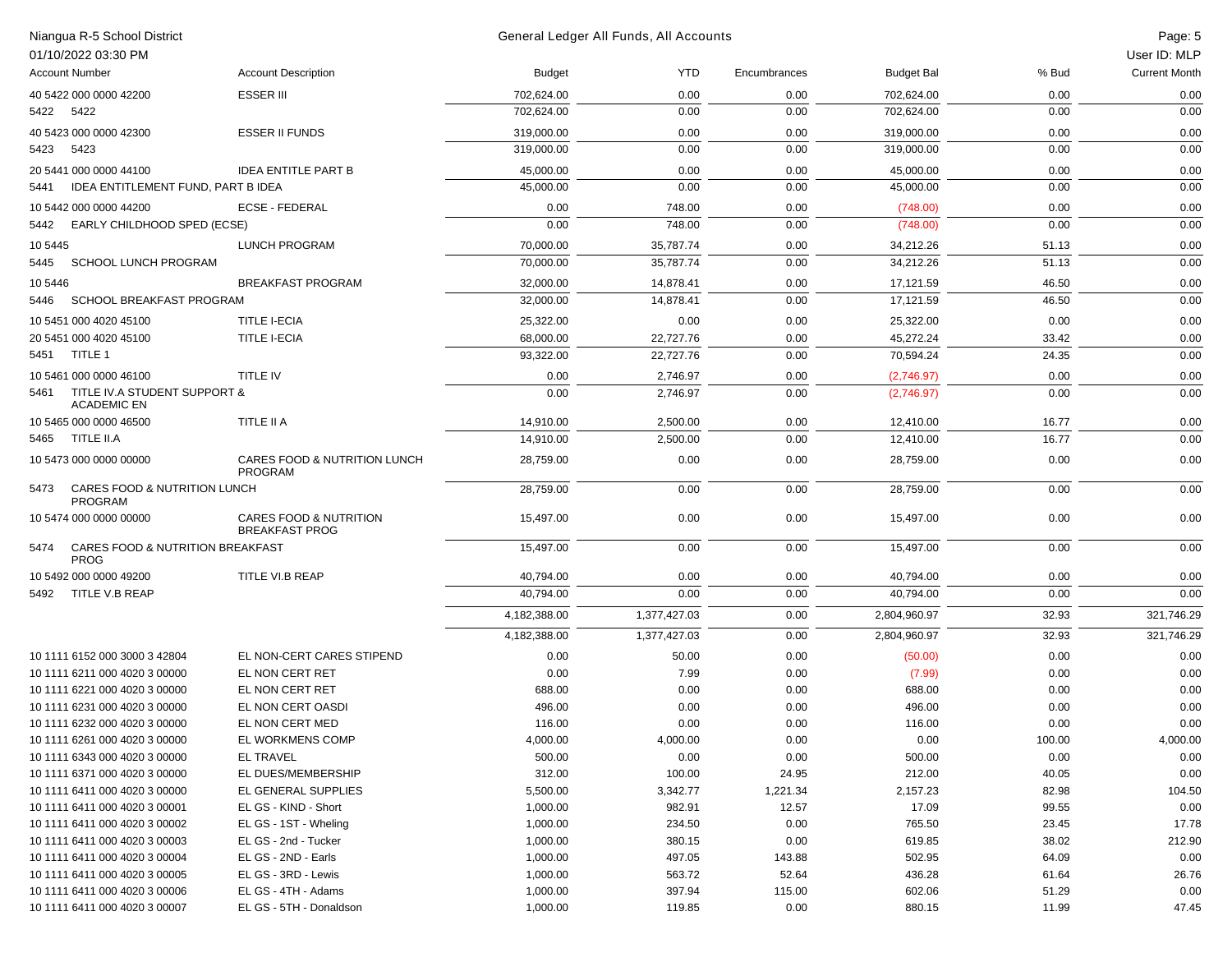| Account Number | Account Description | Budget | YTD | Encumbrances | Budget Bal | % Bud | Current Month |
|---|---|---|---|---|---|---|---|
| 40 5422 000 0000 42200 | ESSER III | 702,624.00 | 0.00 | 0.00 | 702,624.00 | 0.00 | 0.00 |
| 5422 5422 | | 702,624.00 | 0.00 | 0.00 | 702,624.00 | 0.00 | 0.00 |
| 40 5423 000 0000 42300 | ESSER II FUNDS | 319,000.00 | 0.00 | 0.00 | 319,000.00 | 0.00 | 0.00 |
| 5423 5423 | | 319,000.00 | 0.00 | 0.00 | 319,000.00 | 0.00 | 0.00 |
| 20 5441 000 0000 44100 | IDEA ENTITLE PART B | 45,000.00 | 0.00 | 0.00 | 45,000.00 | 0.00 | 0.00 |
| 5441 IDEA ENTITLEMENT FUND, PART B IDEA | | 45,000.00 | 0.00 | 0.00 | 45,000.00 | 0.00 | 0.00 |
| 10 5442 000 0000 44200 | ECSE - FEDERAL | 0.00 | 748.00 | 0.00 | (748.00) | 0.00 | 0.00 |
| 5442 EARLY CHILDHOOD SPED (ECSE) | | 0.00 | 748.00 | 0.00 | (748.00) | 0.00 | 0.00 |
| 10 5445 | LUNCH PROGRAM | 70,000.00 | 35,787.74 | 0.00 | 34,212.26 | 51.13 | 0.00 |
| 5445 SCHOOL LUNCH PROGRAM | | 70,000.00 | 35,787.74 | 0.00 | 34,212.26 | 51.13 | 0.00 |
| 10 5446 | BREAKFAST PROGRAM | 32,000.00 | 14,878.41 | 0.00 | 17,121.59 | 46.50 | 0.00 |
| 5446 SCHOOL BREAKFAST PROGRAM | | 32,000.00 | 14,878.41 | 0.00 | 17,121.59 | 46.50 | 0.00 |
| 10 5451 000 4020 45100 | TITLE I-ECIA | 25,322.00 | 0.00 | 0.00 | 25,322.00 | 0.00 | 0.00 |
| 20 5451 000 4020 45100 | TITLE I-ECIA | 68,000.00 | 22,727.76 | 0.00 | 45,272.24 | 33.42 | 0.00 |
| 5451 TITLE 1 | | 93,322.00 | 22,727.76 | 0.00 | 70,594.24 | 24.35 | 0.00 |
| 10 5461 000 0000 46100 | TITLE IV | 0.00 | 2,746.97 | 0.00 | (2,746.97) | 0.00 | 0.00 |
| 5461 TITLE IV.A STUDENT SUPPORT & ACADEMIC EN | | 0.00 | 2,746.97 | 0.00 | (2,746.97) | 0.00 | 0.00 |
| 10 5465 000 0000 46500 | TITLE II A | 14,910.00 | 2,500.00 | 0.00 | 12,410.00 | 16.77 | 0.00 |
| 5465 TITLE II.A | | 14,910.00 | 2,500.00 | 0.00 | 12,410.00 | 16.77 | 0.00 |
| 10 5473 000 0000 00000 | CARES FOOD & NUTRITION LUNCH PROGRAM | 28,759.00 | 0.00 | 0.00 | 28,759.00 | 0.00 | 0.00 |
| 5473 CARES FOOD & NUTRITION LUNCH PROGRAM | | 28,759.00 | 0.00 | 0.00 | 28,759.00 | 0.00 | 0.00 |
| 10 5474 000 0000 00000 | CARES FOOD & NUTRITION BREAKFAST PROG | 15,497.00 | 0.00 | 0.00 | 15,497.00 | 0.00 | 0.00 |
| 5474 CARES FOOD & NUTRITION BREAKFAST PROG | | 15,497.00 | 0.00 | 0.00 | 15,497.00 | 0.00 | 0.00 |
| 10 5492 000 0000 49200 | TITLE VI.B REAP | 40,794.00 | 0.00 | 0.00 | 40,794.00 | 0.00 | 0.00 |
| 5492 TITLE V.B REAP | | 40,794.00 | 0.00 | 0.00 | 40,794.00 | 0.00 | 0.00 |
| | | 4,182,388.00 | 1,377,427.03 | 0.00 | 2,804,960.97 | 32.93 | 321,746.29 |
| | | 4,182,388.00 | 1,377,427.03 | 0.00 | 2,804,960.97 | 32.93 | 321,746.29 |
| 10 1111 6152 000 3000 3 42804 | EL NON-CERT CARES STIPEND | 0.00 | 50.00 | 0.00 | (50.00) | 0.00 | 0.00 |
| 10 1111 6211 000 4020 3 00000 | EL NON CERT RET | 0.00 | 7.99 | 0.00 | (7.99) | 0.00 | 0.00 |
| 10 1111 6221 000 4020 3 00000 | EL NON CERT RET | 688.00 | 0.00 | 0.00 | 688.00 | 0.00 | 0.00 |
| 10 1111 6231 000 4020 3 00000 | EL NON CERT OASDI | 496.00 | 0.00 | 0.00 | 496.00 | 0.00 | 0.00 |
| 10 1111 6232 000 4020 3 00000 | EL NON CERT MED | 116.00 | 0.00 | 0.00 | 116.00 | 0.00 | 0.00 |
| 10 1111 6261 000 4020 3 00000 | EL WORKMENS COMP | 4,000.00 | 4,000.00 | 0.00 | 0.00 | 100.00 | 4,000.00 |
| 10 1111 6343 000 4020 3 00000 | EL TRAVEL | 500.00 | 0.00 | 0.00 | 500.00 | 0.00 | 0.00 |
| 10 1111 6371 000 4020 3 00000 | EL DUES/MEMBERSHIP | 312.00 | 100.00 | 24.95 | 212.00 | 40.05 | 0.00 |
| 10 1111 6411 000 4020 3 00000 | EL GENERAL SUPPLIES | 5,500.00 | 3,342.77 | 1,221.34 | 2,157.23 | 82.98 | 104.50 |
| 10 1111 6411 000 4020 3 00001 | EL GS - KIND - Short | 1,000.00 | 982.91 | 12.57 | 17.09 | 99.55 | 0.00 |
| 10 1111 6411 000 4020 3 00002 | EL GS - 1ST - Wheling | 1,000.00 | 234.50 | 0.00 | 765.50 | 23.45 | 17.78 |
| 10 1111 6411 000 4020 3 00003 | EL GS - 2nd - Tucker | 1,000.00 | 380.15 | 0.00 | 619.85 | 38.02 | 212.90 |
| 10 1111 6411 000 4020 3 00004 | EL GS - 2ND - Earls | 1,000.00 | 497.05 | 143.88 | 502.95 | 64.09 | 0.00 |
| 10 1111 6411 000 4020 3 00005 | EL GS - 3RD - Lewis | 1,000.00 | 563.72 | 52.64 | 436.28 | 61.64 | 26.76 |
| 10 1111 6411 000 4020 3 00006 | EL GS - 4TH - Adams | 1,000.00 | 397.94 | 115.00 | 602.06 | 51.29 | 0.00 |
| 10 1111 6411 000 4020 3 00007 | EL GS - 5TH - Donaldson | 1,000.00 | 119.85 | 0.00 | 880.15 | 11.99 | 47.45 |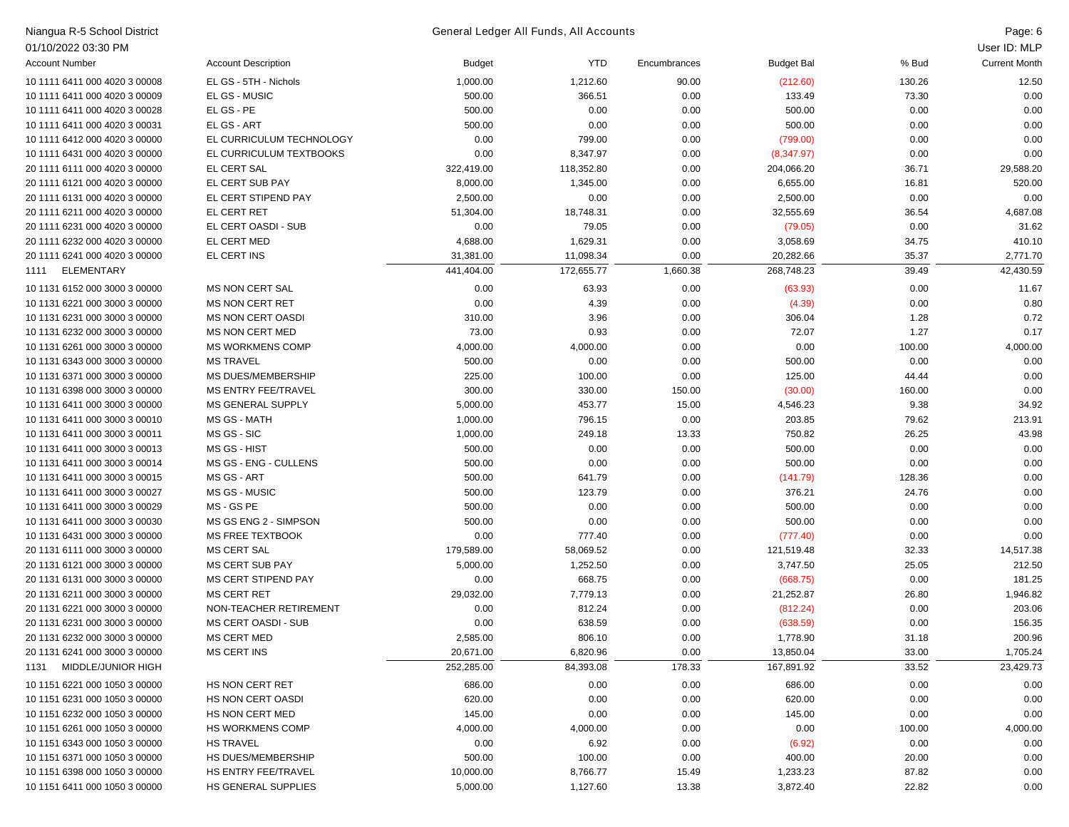Niangua R-5 School District

01/10/2022 03:30 PM

General Ledger All Funds, All Accounts

User ID: MLP

| Account Number | Account Description | Budget | YTD | Encumbrances | Budget Bal | % Bud | Current Month |
|---|---|---|---|---|---|---|---|
| 10 1111 6411 000 4020 3 00008 | EL GS - 5TH - Nichols | 1,000.00 | 1,212.60 | 90.00 | (212.60) | 130.26 | 12.50 |
| 10 1111 6411 000 4020 3 00009 | EL GS - MUSIC | 500.00 | 366.51 | 0.00 | 133.49 | 73.30 | 0.00 |
| 10 1111 6411 000 4020 3 00028 | EL GS - PE | 500.00 | 0.00 | 0.00 | 500.00 | 0.00 | 0.00 |
| 10 1111 6411 000 4020 3 00031 | EL GS - ART | 500.00 | 0.00 | 0.00 | 500.00 | 0.00 | 0.00 |
| 10 1111 6412 000 4020 3 00000 | EL CURRICULUM TECHNOLOGY | 0.00 | 799.00 | 0.00 | (799.00) | 0.00 | 0.00 |
| 10 1111 6431 000 4020 3 00000 | EL CURRICULUM TEXTBOOKS | 0.00 | 8,347.97 | 0.00 | (8,347.97) | 0.00 | 0.00 |
| 20 1111 6111 000 4020 3 00000 | EL CERT SAL | 322,419.00 | 118,352.80 | 0.00 | 204,066.20 | 36.71 | 29,588.20 |
| 20 1111 6121 000 4020 3 00000 | EL CERT SUB PAY | 8,000.00 | 1,345.00 | 0.00 | 6,655.00 | 16.81 | 520.00 |
| 20 1111 6131 000 4020 3 00000 | EL CERT STIPEND PAY | 2,500.00 | 0.00 | 0.00 | 2,500.00 | 0.00 | 0.00 |
| 20 1111 6211 000 4020 3 00000 | EL CERT RET | 51,304.00 | 18,748.31 | 0.00 | 32,555.69 | 36.54 | 4,687.08 |
| 20 1111 6231 000 4020 3 00000 | EL CERT OASDI - SUB | 0.00 | 79.05 | 0.00 | (79.05) | 0.00 | 31.62 |
| 20 1111 6232 000 4020 3 00000 | EL CERT MED | 4,688.00 | 1,629.31 | 0.00 | 3,058.69 | 34.75 | 410.10 |
| 20 1111 6241 000 4020 3 00000 | EL CERT INS | 31,381.00 | 11,098.34 | 0.00 | 20,282.66 | 35.37 | 2,771.70 |
| 1111 ELEMENTARY | | 441,404.00 | 172,655.77 | 1,660.38 | 268,748.23 | 39.49 | 42,430.59 |
| 10 1131 6152 000 3000 3 00000 | MS NON CERT SAL | 0.00 | 63.93 | 0.00 | (63.93) | 0.00 | 11.67 |
| 10 1131 6221 000 3000 3 00000 | MS NON CERT RET | 0.00 | 4.39 | 0.00 | (4.39) | 0.00 | 0.80 |
| 10 1131 6231 000 3000 3 00000 | MS NON CERT OASDI | 310.00 | 3.96 | 0.00 | 306.04 | 1.28 | 0.72 |
| 10 1131 6232 000 3000 3 00000 | MS NON CERT MED | 73.00 | 0.93 | 0.00 | 72.07 | 1.27 | 0.17 |
| 10 1131 6261 000 3000 3 00000 | MS WORKMENS COMP | 4,000.00 | 4,000.00 | 0.00 | 0.00 | 100.00 | 4,000.00 |
| 10 1131 6343 000 3000 3 00000 | MS TRAVEL | 500.00 | 0.00 | 0.00 | 500.00 | 0.00 | 0.00 |
| 10 1131 6371 000 3000 3 00000 | MS DUES/MEMBERSHIP | 225.00 | 100.00 | 0.00 | 125.00 | 44.44 | 0.00 |
| 10 1131 6398 000 3000 3 00000 | MS ENTRY FEE/TRAVEL | 300.00 | 330.00 | 150.00 | (30.00) | 160.00 | 0.00 |
| 10 1131 6411 000 3000 3 00000 | MS GENERAL SUPPLY | 5,000.00 | 453.77 | 15.00 | 4,546.23 | 9.38 | 34.92 |
| 10 1131 6411 000 3000 3 00010 | MS GS - MATH | 1,000.00 | 796.15 | 0.00 | 203.85 | 79.62 | 213.91 |
| 10 1131 6411 000 3000 3 00011 | MS GS - SIC | 1,000.00 | 249.18 | 13.33 | 750.82 | 26.25 | 43.98 |
| 10 1131 6411 000 3000 3 00013 | MS GS - HIST | 500.00 | 0.00 | 0.00 | 500.00 | 0.00 | 0.00 |
| 10 1131 6411 000 3000 3 00014 | MS GS - ENG - CULLENS | 500.00 | 0.00 | 0.00 | 500.00 | 0.00 | 0.00 |
| 10 1131 6411 000 3000 3 00015 | MS GS - ART | 500.00 | 641.79 | 0.00 | (141.79) | 128.36 | 0.00 |
| 10 1131 6411 000 3000 3 00027 | MS GS - MUSIC | 500.00 | 123.79 | 0.00 | 376.21 | 24.76 | 0.00 |
| 10 1131 6411 000 3000 3 00029 | MS - GS PE | 500.00 | 0.00 | 0.00 | 500.00 | 0.00 | 0.00 |
| 10 1131 6411 000 3000 3 00030 | MS GS ENG 2 - SIMPSON | 500.00 | 0.00 | 0.00 | 500.00 | 0.00 | 0.00 |
| 10 1131 6431 000 3000 3 00000 | MS FREE TEXTBOOK | 0.00 | 777.40 | 0.00 | (777.40) | 0.00 | 0.00 |
| 20 1131 6111 000 3000 3 00000 | MS CERT SAL | 179,589.00 | 58,069.52 | 0.00 | 121,519.48 | 32.33 | 14,517.38 |
| 20 1131 6121 000 3000 3 00000 | MS CERT SUB PAY | 5,000.00 | 1,252.50 | 0.00 | 3,747.50 | 25.05 | 212.50 |
| 20 1131 6131 000 3000 3 00000 | MS CERT STIPEND PAY | 0.00 | 668.75 | 0.00 | (668.75) | 0.00 | 181.25 |
| 20 1131 6211 000 3000 3 00000 | MS CERT RET | 29,032.00 | 7,779.13 | 0.00 | 21,252.87 | 26.80 | 1,946.82 |
| 20 1131 6221 000 3000 3 00000 | NON-TEACHER RETIREMENT | 0.00 | 812.24 | 0.00 | (812.24) | 0.00 | 203.06 |
| 20 1131 6231 000 3000 3 00000 | MS CERT OASDI - SUB | 0.00 | 638.59 | 0.00 | (638.59) | 0.00 | 156.35 |
| 20 1131 6232 000 3000 3 00000 | MS CERT MED | 2,585.00 | 806.10 | 0.00 | 1,778.90 | 31.18 | 200.96 |
| 20 1131 6241 000 3000 3 00000 | MS CERT INS | 20,671.00 | 6,820.96 | 0.00 | 13,850.04 | 33.00 | 1,705.24 |
| 1131 MIDDLE/JUNIOR HIGH | | 252,285.00 | 84,393.08 | 178.33 | 167,891.92 | 33.52 | 23,429.73 |
| 10 1151 6221 000 1050 3 00000 | HS NON CERT RET | 686.00 | 0.00 | 0.00 | 686.00 | 0.00 | 0.00 |
| 10 1151 6231 000 1050 3 00000 | HS NON CERT OASDI | 620.00 | 0.00 | 0.00 | 620.00 | 0.00 | 0.00 |
| 10 1151 6232 000 1050 3 00000 | HS NON CERT MED | 145.00 | 0.00 | 0.00 | 145.00 | 0.00 | 0.00 |
| 10 1151 6261 000 1050 3 00000 | HS WORKMENS COMP | 4,000.00 | 4,000.00 | 0.00 | 0.00 | 100.00 | 4,000.00 |
| 10 1151 6343 000 1050 3 00000 | HS TRAVEL | 0.00 | 6.92 | 0.00 | (6.92) | 0.00 | 0.00 |
| 10 1151 6371 000 1050 3 00000 | HS DUES/MEMBERSHIP | 500.00 | 100.00 | 0.00 | 400.00 | 20.00 | 0.00 |
| 10 1151 6398 000 1050 3 00000 | HS ENTRY FEE/TRAVEL | 10,000.00 | 8,766.77 | 15.49 | 1,233.23 | 87.82 | 0.00 |
| 10 1151 6411 000 1050 3 00000 | HS GENERAL SUPPLIES | 5,000.00 | 1,127.60 | 13.38 | 3,872.40 | 22.82 | 0.00 |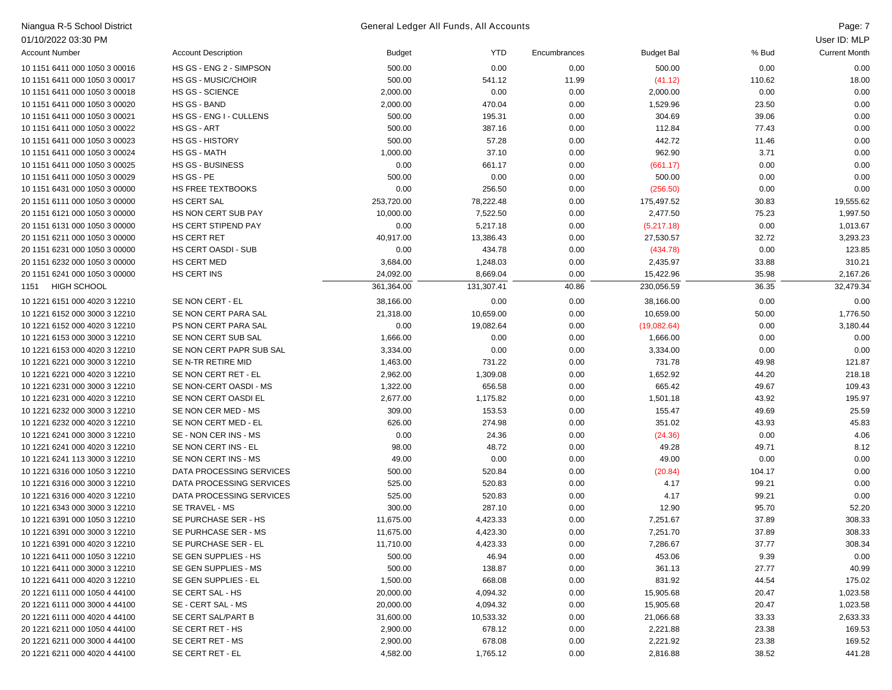| Account Number | Account Description | Budget | YTD | Encumbrances | Budget Bal | % Bud | Current Month |
|---|---|---|---|---|---|---|---|
| 10 1151 6411 000 1050 3 00016 | HS GS - ENG 2 - SIMPSON | 500.00 | 0.00 | 0.00 | 500.00 | 0.00 | 0.00 |
| 10 1151 6411 000 1050 3 00017 | HS GS - MUSIC/CHOIR | 500.00 | 541.12 | 11.99 | (41.12) | 110.62 | 18.00 |
| 10 1151 6411 000 1050 3 00018 | HS GS - SCIENCE | 2,000.00 | 0.00 | 0.00 | 2,000.00 | 0.00 | 0.00 |
| 10 1151 6411 000 1050 3 00020 | HS GS - BAND | 2,000.00 | 470.04 | 0.00 | 1,529.96 | 23.50 | 0.00 |
| 10 1151 6411 000 1050 3 00021 | HS GS - ENG I - CULLENS | 500.00 | 195.31 | 0.00 | 304.69 | 39.06 | 0.00 |
| 10 1151 6411 000 1050 3 00022 | HS GS - ART | 500.00 | 387.16 | 0.00 | 112.84 | 77.43 | 0.00 |
| 10 1151 6411 000 1050 3 00023 | HS GS - HISTORY | 500.00 | 57.28 | 0.00 | 442.72 | 11.46 | 0.00 |
| 10 1151 6411 000 1050 3 00024 | HS GS - MATH | 1,000.00 | 37.10 | 0.00 | 962.90 | 3.71 | 0.00 |
| 10 1151 6411 000 1050 3 00025 | HS GS - BUSINESS | 0.00 | 661.17 | 0.00 | (661.17) | 0.00 | 0.00 |
| 10 1151 6411 000 1050 3 00029 | HS GS - PE | 500.00 | 0.00 | 0.00 | 500.00 | 0.00 | 0.00 |
| 10 1151 6431 000 1050 3 00000 | HS FREE TEXTBOOKS | 0.00 | 256.50 | 0.00 | (256.50) | 0.00 | 0.00 |
| 20 1151 6111 000 1050 3 00000 | HS CERT SAL | 253,720.00 | 78,222.48 | 0.00 | 175,497.52 | 30.83 | 19,555.62 |
| 20 1151 6121 000 1050 3 00000 | HS NON CERT SUB PAY | 10,000.00 | 7,522.50 | 0.00 | 2,477.50 | 75.23 | 1,997.50 |
| 20 1151 6131 000 1050 3 00000 | HS CERT STIPEND PAY | 0.00 | 5,217.18 | 0.00 | (5,217.18) | 0.00 | 1,013.67 |
| 20 1151 6211 000 1050 3 00000 | HS CERT RET | 40,917.00 | 13,386.43 | 0.00 | 27,530.57 | 32.72 | 3,293.23 |
| 20 1151 6231 000 1050 3 00000 | HS CERT OASDI - SUB | 0.00 | 434.78 | 0.00 | (434.78) | 0.00 | 123.85 |
| 20 1151 6232 000 1050 3 00000 | HS CERT MED | 3,684.00 | 1,248.03 | 0.00 | 2,435.97 | 33.88 | 310.21 |
| 20 1151 6241 000 1050 3 00000 | HS CERT INS | 24,092.00 | 8,669.04 | 0.00 | 15,422.96 | 35.98 | 2,167.26 |
| 1151 HIGH SCHOOL | | 361,364.00 | 131,307.41 | 40.86 | 230,056.59 | 36.35 | 32,479.34 |
| 10 1221 6151 000 4020 3 12210 | SE NON CERT - EL | 38,166.00 | 0.00 | 0.00 | 38,166.00 | 0.00 | 0.00 |
| 10 1221 6152 000 3000 3 12210 | SE NON CERT PARA SAL | 21,318.00 | 10,659.00 | 0.00 | 10,659.00 | 50.00 | 1,776.50 |
| 10 1221 6152 000 4020 3 12210 | PS NON CERT PARA SAL | 0.00 | 19,082.64 | 0.00 | (19,082.64) | 0.00 | 3,180.44 |
| 10 1221 6153 000 3000 3 12210 | SE NON CERT SUB SAL | 1,666.00 | 0.00 | 0.00 | 1,666.00 | 0.00 | 0.00 |
| 10 1221 6153 000 4020 3 12210 | SE NON CERT PAPR SUB SAL | 3,334.00 | 0.00 | 0.00 | 3,334.00 | 0.00 | 0.00 |
| 10 1221 6221 000 3000 3 12210 | SE N-TR RETIRE MID | 1,463.00 | 731.22 | 0.00 | 731.78 | 49.98 | 121.87 |
| 10 1221 6221 000 4020 3 12210 | SE NON CERT RET - EL | 2,962.00 | 1,309.08 | 0.00 | 1,652.92 | 44.20 | 218.18 |
| 10 1221 6231 000 3000 3 12210 | SE NON-CERT OASDI - MS | 1,322.00 | 656.58 | 0.00 | 665.42 | 49.67 | 109.43 |
| 10 1221 6231 000 4020 3 12210 | SE NON CERT OASDI EL | 2,677.00 | 1,175.82 | 0.00 | 1,501.18 | 43.92 | 195.97 |
| 10 1221 6232 000 3000 3 12210 | SE NON CER MED - MS | 309.00 | 153.53 | 0.00 | 155.47 | 49.69 | 25.59 |
| 10 1221 6232 000 4020 3 12210 | SE NON CERT MED - EL | 626.00 | 274.98 | 0.00 | 351.02 | 43.93 | 45.83 |
| 10 1221 6241 000 3000 3 12210 | SE - NON CER INS - MS | 0.00 | 24.36 | 0.00 | (24.36) | 0.00 | 4.06 |
| 10 1221 6241 000 4020 3 12210 | SE NON CERT INS - EL | 98.00 | 48.72 | 0.00 | 49.28 | 49.71 | 8.12 |
| 10 1221 6241 113 3000 3 12210 | SE NON CERT INS - MS | 49.00 | 0.00 | 0.00 | 49.00 | 0.00 | 0.00 |
| 10 1221 6316 000 1050 3 12210 | DATA PROCESSING SERVICES | 500.00 | 520.84 | 0.00 | (20.84) | 104.17 | 0.00 |
| 10 1221 6316 000 3000 3 12210 | DATA PROCESSING SERVICES | 525.00 | 520.83 | 0.00 | 4.17 | 99.21 | 0.00 |
| 10 1221 6316 000 4020 3 12210 | DATA PROCESSING SERVICES | 525.00 | 520.83 | 0.00 | 4.17 | 99.21 | 0.00 |
| 10 1221 6343 000 3000 3 12210 | SE TRAVEL - MS | 300.00 | 287.10 | 0.00 | 12.90 | 95.70 | 52.20 |
| 10 1221 6391 000 1050 3 12210 | SE PURCHASE SER - HS | 11,675.00 | 4,423.33 | 0.00 | 7,251.67 | 37.89 | 308.33 |
| 10 1221 6391 000 3000 3 12210 | SE PURHCASE SER - MS | 11,675.00 | 4,423.30 | 0.00 | 7,251.70 | 37.89 | 308.33 |
| 10 1221 6391 000 4020 3 12210 | SE PURCHASE SER - EL | 11,710.00 | 4,423.33 | 0.00 | 7,286.67 | 37.77 | 308.34 |
| 10 1221 6411 000 1050 3 12210 | SE GEN SUPPLIES - HS | 500.00 | 46.94 | 0.00 | 453.06 | 9.39 | 0.00 |
| 10 1221 6411 000 3000 3 12210 | SE GEN SUPPLIES - MS | 500.00 | 138.87 | 0.00 | 361.13 | 27.77 | 40.99 |
| 10 1221 6411 000 4020 3 12210 | SE GEN SUPPLIES - EL | 1,500.00 | 668.08 | 0.00 | 831.92 | 44.54 | 175.02 |
| 20 1221 6111 000 1050 4 44100 | SE CERT SAL - HS | 20,000.00 | 4,094.32 | 0.00 | 15,905.68 | 20.47 | 1,023.58 |
| 20 1221 6111 000 3000 4 44100 | SE - CERT SAL - MS | 20,000.00 | 4,094.32 | 0.00 | 15,905.68 | 20.47 | 1,023.58 |
| 20 1221 6111 000 4020 4 44100 | SE CERT SAL/PART B | 31,600.00 | 10,533.32 | 0.00 | 21,066.68 | 33.33 | 2,633.33 |
| 20 1221 6211 000 1050 4 44100 | SE CERT RET - HS | 2,900.00 | 678.12 | 0.00 | 2,221.88 | 23.38 | 169.53 |
| 20 1221 6211 000 3000 4 44100 | SE CERT RET - MS | 2,900.00 | 678.08 | 0.00 | 2,221.92 | 23.38 | 169.52 |
| 20 1221 6211 000 4020 4 44100 | SE CERT RET - EL | 4,582.00 | 1,765.12 | 0.00 | 2,816.88 | 38.52 | 441.28 |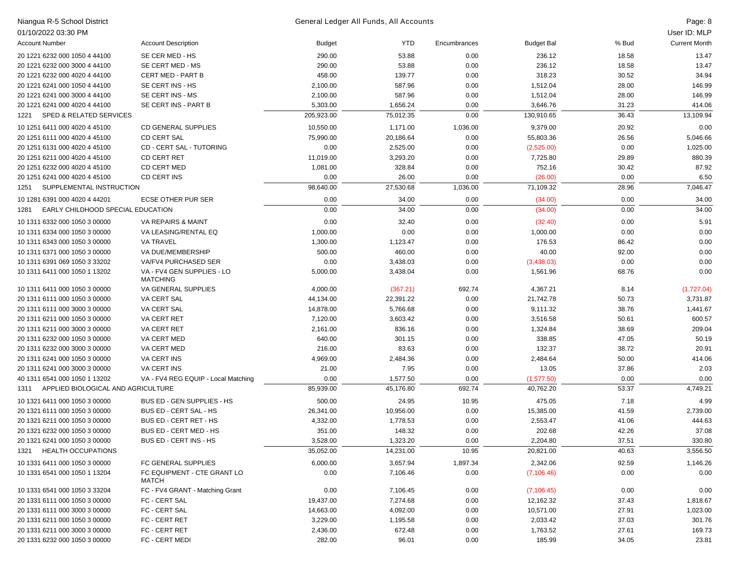Niangua R-5 School District

01/10/2022 03:30 PM

General Ledger All Funds, All Accounts

User ID: MLP

| Account Number | Account Description | Budget | YTD | Encumbrances | Budget Bal | % Bud | Current Month |
|---|---|---|---|---|---|---|---|
| 20 1221 6232 000 1050 4 44100 | SE CER MED - HS | 290.00 | 53.88 | 0.00 | 236.12 | 18.58 | 13.47 |
| 20 1221 6232 000 3000 4 44100 | SE CERT MED - MS | 290.00 | 53.88 | 0.00 | 236.12 | 18.58 | 13.47 |
| 20 1221 6232 000 4020 4 44100 | CERT MED - PART B | 458.00 | 139.77 | 0.00 | 318.23 | 30.52 | 34.94 |
| 20 1221 6241 000 1050 4 44100 | SE CERT INS - HS | 2,100.00 | 587.96 | 0.00 | 1,512.04 | 28.00 | 146.99 |
| 20 1221 6241 000 3000 4 44100 | SE CERT INS - MS | 2,100.00 | 587.96 | 0.00 | 1,512.04 | 28.00 | 146.99 |
| 20 1221 6241 000 4020 4 44100 | SE CERT INS - PART B | 5,303.00 | 1,656.24 | 0.00 | 3,646.76 | 31.23 | 414.06 |
| 1221 | SPED & RELATED SERVICES | 205,923.00 | 75,012.35 | 0.00 | 130,910.65 | 36.43 | 13,109.94 |
| 10 1251 6411 000 4020 4 45100 | CD GENERAL SUPPLIES | 10,550.00 | 1,171.00 | 1,036.00 | 9,379.00 | 20.92 | 0.00 |
| 20 1251 6111 000 4020 4 45100 | CD CERT SAL | 75,990.00 | 20,186.64 | 0.00 | 55,803.36 | 26.56 | 5,046.66 |
| 20 1251 6131 000 4020 4 45100 | CD - CERT SAL - TUTORING | 0.00 | 2,525.00 | 0.00 | (2,525.00) | 0.00 | 1,025.00 |
| 20 1251 6211 000 4020 4 45100 | CD CERT RET | 11,019.00 | 3,293.20 | 0.00 | 7,725.80 | 29.89 | 880.39 |
| 20 1251 6232 000 4020 4 45100 | CD CERT MED | 1,081.00 | 328.84 | 0.00 | 752.16 | 30.42 | 87.92 |
| 20 1251 6241 000 4020 4 45100 | CD CERT INS | 0.00 | 26.00 | 0.00 | (26.00) | 0.00 | 6.50 |
| 1251 | SUPPLEMENTAL INSTRUCTION | 98,640.00 | 27,530.68 | 1,036.00 | 71,109.32 | 28.96 | 7,046.47 |
| 10 1281 6391 000 4020 4 44201 | ECSE OTHER PUR SER | 0.00 | 34.00 | 0.00 | (34.00) | 0.00 | 34.00 |
| 1281 | EARLY CHILDHOOD SPECIAL EDUCATION | 0.00 | 34.00 | 0.00 | (34.00) | 0.00 | 34.00 |
| 10 1311 6332 000 1050 3 00000 | VA REPAIRS & MAINT | 0.00 | 32.40 | 0.00 | (32.40) | 0.00 | 5.91 |
| 10 1311 6334 000 1050 3 00000 | VA LEASING/RENTAL EQ | 1,000.00 | 0.00 | 0.00 | 1,000.00 | 0.00 | 0.00 |
| 10 1311 6343 000 1050 3 00000 | VA TRAVEL | 1,300.00 | 1,123.47 | 0.00 | 176.53 | 86.42 | 0.00 |
| 10 1311 6371 000 1050 3 00000 | VA DUE/MEMBERSHIP | 500.00 | 460.00 | 0.00 | 40.00 | 92.00 | 0.00 |
| 10 1311 6391 069 1050 3 33202 | VA/FV4 PURCHASED SER | 0.00 | 3,438.03 | 0.00 | (3,438.03) | 0.00 | 0.00 |
| 10 1311 6411 000 1050 1 13202 | VA - FV4 GEN SUPPLIES - LO MATCHING | 5,000.00 | 3,438.04 | 0.00 | 1,561.96 | 68.76 | 0.00 |
| 10 1311 6411 000 1050 3 00000 | VA GENERAL SUPPLIES | 4,000.00 | (367.21) | 692.74 | 4,367.21 | 8.14 | (1,727.04) |
| 20 1311 6111 000 1050 3 00000 | VA CERT SAL | 44,134.00 | 22,391.22 | 0.00 | 21,742.78 | 50.73 | 3,731.87 |
| 20 1311 6111 000 3000 3 00000 | VA CERT SAL | 14,878.00 | 5,766.68 | 0.00 | 9,111.32 | 38.76 | 1,441.67 |
| 20 1311 6211 000 1050 3 00000 | VA CERT RET | 7,120.00 | 3,603.42 | 0.00 | 3,516.58 | 50.61 | 600.57 |
| 20 1311 6211 000 3000 3 00000 | VA CERT RET | 2,161.00 | 836.16 | 0.00 | 1,324.84 | 38.69 | 209.04 |
| 20 1311 6232 000 1050 3 00000 | VA CERT MED | 640.00 | 301.15 | 0.00 | 338.85 | 47.05 | 50.19 |
| 20 1311 6232 000 3000 3 00000 | VA CERT MED | 216.00 | 83.63 | 0.00 | 132.37 | 38.72 | 20.91 |
| 20 1311 6241 000 1050 3 00000 | VA CERT INS | 4,969.00 | 2,484.36 | 0.00 | 2,484.64 | 50.00 | 414.06 |
| 20 1311 6241 000 3000 3 00000 | VA CERT INS | 21.00 | 7.95 | 0.00 | 13.05 | 37.86 | 2.03 |
| 40 1311 6541 000 1050 1 13202 | VA - FV4 REG EQUIP - Local Matching | 0.00 | 1,577.50 | 0.00 | (1,577.50) | 0.00 | 0.00 |
| 1311 | APPLIED BIOLOGICAL AND AGRICULTURE | 85,939.00 | 45,176.80 | 692.74 | 40,762.20 | 53.37 | 4,749.21 |
| 10 1321 6411 000 1050 3 00000 | BUS ED - GEN SUPPLIES - HS | 500.00 | 24.95 | 10.95 | 475.05 | 7.18 | 4.99 |
| 20 1321 6111 000 1050 3 00000 | BUS ED - CERT SAL - HS | 26,341.00 | 10,956.00 | 0.00 | 15,385.00 | 41.59 | 2,739.00 |
| 20 1321 6211 000 1050 3 00000 | BUS ED - CERT RET - HS | 4,332.00 | 1,778.53 | 0.00 | 2,553.47 | 41.06 | 444.63 |
| 20 1321 6232 000 1050 3 00000 | BUS ED - CERT MED - HS | 351.00 | 148.32 | 0.00 | 202.68 | 42.26 | 37.08 |
| 20 1321 6241 000 1050 3 00000 | BUS ED - CERT INS - HS | 3,528.00 | 1,323.20 | 0.00 | 2,204.80 | 37.51 | 330.80 |
| 1321 | HEALTH OCCUPATIONS | 35,052.00 | 14,231.00 | 10.95 | 20,821.00 | 40.63 | 3,556.50 |
| 10 1331 6411 000 1050 3 00000 | FC GENERAL SUPPLIES | 6,000.00 | 3,657.94 | 1,897.34 | 2,342.06 | 92.59 | 1,146.26 |
| 10 1331 6541 000 1050 1 13204 | FC EQUIPMENT - CTE GRANT LO MATCH | 0.00 | 7,106.46 | 0.00 | (7,106.46) | 0.00 | 0.00 |
| 10 1331 6541 000 1050 3 33204 | FC - FV4 GRANT - Matching Grant | 0.00 | 7,106.45 | 0.00 | (7,106.45) | 0.00 | 0.00 |
| 20 1331 6111 000 1050 3 00000 | FC - CERT SAL | 19,437.00 | 7,274.68 | 0.00 | 12,162.32 | 37.43 | 1,818.67 |
| 20 1331 6111 000 3000 3 00000 | FC - CERT SAL | 14,663.00 | 4,092.00 | 0.00 | 10,571.00 | 27.91 | 1,023.00 |
| 20 1331 6211 000 1050 3 00000 | FC - CERT RET | 3,229.00 | 1,195.58 | 0.00 | 2,033.42 | 37.03 | 301.76 |
| 20 1331 6211 000 3000 3 00000 | FC - CERT RET | 2,436.00 | 672.48 | 0.00 | 1,763.52 | 27.61 | 169.73 |
| 20 1331 6232 000 1050 3 00000 | FC - CERT MEDI | 282.00 | 96.01 | 0.00 | 185.99 | 34.05 | 23.81 |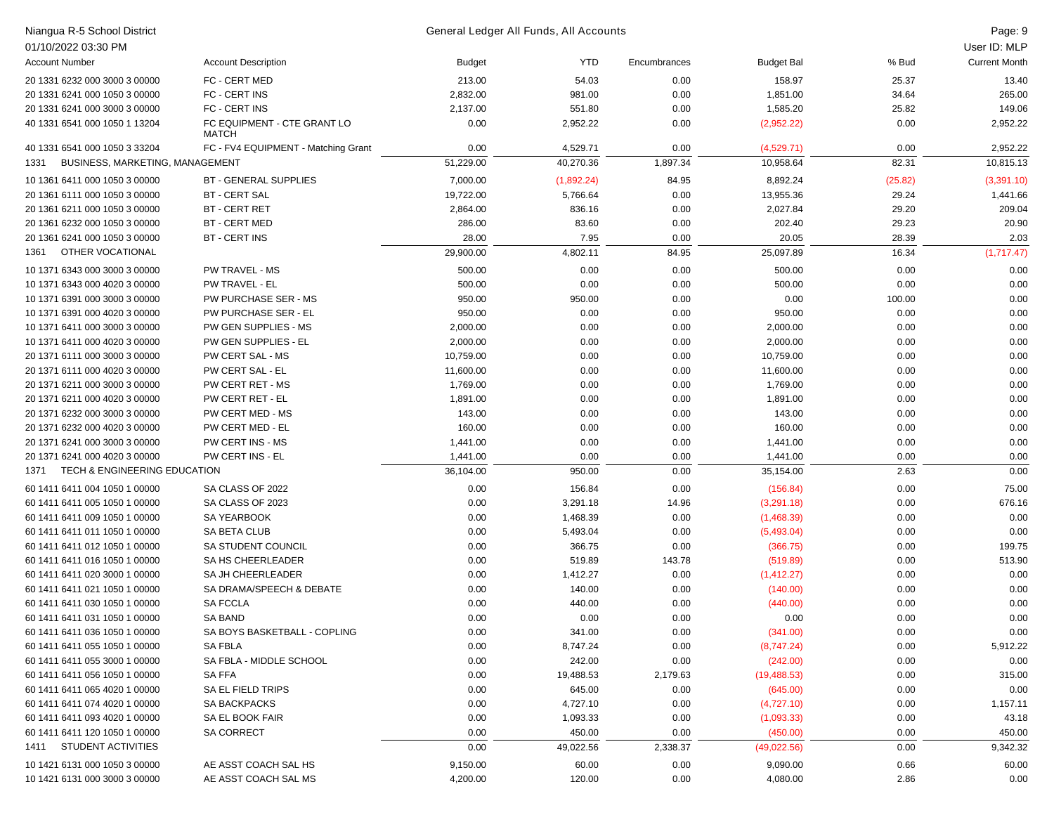Niangua R-5 School District
01/10/2022 03:30 PM

General Ledger All Funds, All Accounts

User ID: MLP

| Account Number | Account Description | Budget | YTD | Encumbrances | Budget Bal | % Bud | Current Month |
|---|---|---|---|---|---|---|---|
| 20 1331 6232 000 3000 3 00000 | FC - CERT MED | 213.00 | 54.03 | 0.00 | 158.97 | 25.37 | 13.40 |
| 20 1331 6241 000 1050 3 00000 | FC - CERT INS | 2,832.00 | 981.00 | 0.00 | 1,851.00 | 34.64 | 265.00 |
| 20 1331 6241 000 3000 3 00000 | FC - CERT INS | 2,137.00 | 551.80 | 0.00 | 1,585.20 | 25.82 | 149.06 |
| 40 1331 6541 000 1050 1 13204 | FC EQUIPMENT - CTE GRANT LO MATCH | 0.00 | 2,952.22 | 0.00 | (2,952.22) | 0.00 | 2,952.22 |
| 40 1331 6541 000 1050 3 33204 | FC - FV4 EQUIPMENT - Matching Grant | 0.00 | 4,529.71 | 0.00 | (4,529.71) | 0.00 | 2,952.22 |
| 1331 BUSINESS, MARKETING, MANAGEMENT | | 51,229.00 | 40,270.36 | 1,897.34 | 10,958.64 | 82.31 | 10,815.13 |
| 10 1361 6411 000 1050 3 00000 | BT - GENERAL SUPPLIES | 7,000.00 | (1,892.24) | 84.95 | 8,892.24 | (25.82) | (3,391.10) |
| 20 1361 6111 000 1050 3 00000 | BT - CERT SAL | 19,722.00 | 5,766.64 | 0.00 | 13,955.36 | 29.24 | 1,441.66 |
| 20 1361 6211 000 1050 3 00000 | BT - CERT RET | 2,864.00 | 836.16 | 0.00 | 2,027.84 | 29.20 | 209.04 |
| 20 1361 6232 000 1050 3 00000 | BT - CERT MED | 286.00 | 83.60 | 0.00 | 202.40 | 29.23 | 20.90 |
| 20 1361 6241 000 1050 3 00000 | BT - CERT INS | 28.00 | 7.95 | 0.00 | 20.05 | 28.39 | 2.03 |
| 1361 OTHER VOCATIONAL | | 29,900.00 | 4,802.11 | 84.95 | 25,097.89 | 16.34 | (1,717.47) |
| 10 1371 6343 000 3000 3 00000 | PW TRAVEL - MS | 500.00 | 0.00 | 0.00 | 500.00 | 0.00 | 0.00 |
| 10 1371 6343 000 4020 3 00000 | PW TRAVEL - EL | 500.00 | 0.00 | 0.00 | 500.00 | 0.00 | 0.00 |
| 10 1371 6391 000 3000 3 00000 | PW PURCHASE SER - MS | 950.00 | 950.00 | 0.00 | 0.00 | 100.00 | 0.00 |
| 10 1371 6391 000 4020 3 00000 | PW PURCHASE SER - EL | 950.00 | 0.00 | 0.00 | 950.00 | 0.00 | 0.00 |
| 10 1371 6411 000 3000 3 00000 | PW GEN SUPPLIES - MS | 2,000.00 | 0.00 | 0.00 | 2,000.00 | 0.00 | 0.00 |
| 10 1371 6411 000 4020 3 00000 | PW GEN SUPPLIES - EL | 2,000.00 | 0.00 | 0.00 | 2,000.00 | 0.00 | 0.00 |
| 20 1371 6111 000 3000 3 00000 | PW CERT SAL - MS | 10,759.00 | 0.00 | 0.00 | 10,759.00 | 0.00 | 0.00 |
| 20 1371 6111 000 4020 3 00000 | PW CERT SAL - EL | 11,600.00 | 0.00 | 0.00 | 11,600.00 | 0.00 | 0.00 |
| 20 1371 6211 000 3000 3 00000 | PW CERT RET - MS | 1,769.00 | 0.00 | 0.00 | 1,769.00 | 0.00 | 0.00 |
| 20 1371 6211 000 4020 3 00000 | PW CERT RET - EL | 1,891.00 | 0.00 | 0.00 | 1,891.00 | 0.00 | 0.00 |
| 20 1371 6232 000 3000 3 00000 | PW CERT MED - MS | 143.00 | 0.00 | 0.00 | 143.00 | 0.00 | 0.00 |
| 20 1371 6232 000 4020 3 00000 | PW CERT MED - EL | 160.00 | 0.00 | 0.00 | 160.00 | 0.00 | 0.00 |
| 20 1371 6241 000 3000 3 00000 | PW CERT INS - MS | 1,441.00 | 0.00 | 0.00 | 1,441.00 | 0.00 | 0.00 |
| 20 1371 6241 000 4020 3 00000 | PW CERT INS - EL | 1,441.00 | 0.00 | 0.00 | 1,441.00 | 0.00 | 0.00 |
| 1371 TECH & ENGINEERING EDUCATION | | 36,104.00 | 950.00 | 0.00 | 35,154.00 | 2.63 | 0.00 |
| 60 1411 6411 004 1050 1 00000 | SA CLASS OF 2022 | 0.00 | 156.84 | 0.00 | (156.84) | 0.00 | 75.00 |
| 60 1411 6411 005 1050 1 00000 | SA CLASS OF 2023 | 0.00 | 3,291.18 | 14.96 | (3,291.18) | 0.00 | 676.16 |
| 60 1411 6411 009 1050 1 00000 | SA YEARBOOK | 0.00 | 1,468.39 | 0.00 | (1,468.39) | 0.00 | 0.00 |
| 60 1411 6411 011 1050 1 00000 | SA BETA CLUB | 0.00 | 5,493.04 | 0.00 | (5,493.04) | 0.00 | 0.00 |
| 60 1411 6411 012 1050 1 00000 | SA STUDENT COUNCIL | 0.00 | 366.75 | 0.00 | (366.75) | 0.00 | 199.75 |
| 60 1411 6411 016 1050 1 00000 | SA HS CHEERLEADER | 0.00 | 519.89 | 143.78 | (519.89) | 0.00 | 513.90 |
| 60 1411 6411 020 3000 1 00000 | SA JH CHEERLEADER | 0.00 | 1,412.27 | 0.00 | (1,412.27) | 0.00 | 0.00 |
| 60 1411 6411 021 1050 1 00000 | SA DRAMA/SPEECH & DEBATE | 0.00 | 140.00 | 0.00 | (140.00) | 0.00 | 0.00 |
| 60 1411 6411 030 1050 1 00000 | SA FCCLA | 0.00 | 440.00 | 0.00 | (440.00) | 0.00 | 0.00 |
| 60 1411 6411 031 1050 1 00000 | SA BAND | 0.00 | 0.00 | 0.00 | 0.00 | 0.00 | 0.00 |
| 60 1411 6411 036 1050 1 00000 | SA BOYS BASKETBALL - COPLING | 0.00 | 341.00 | 0.00 | (341.00) | 0.00 | 0.00 |
| 60 1411 6411 055 1050 1 00000 | SA FBLA | 0.00 | 8,747.24 | 0.00 | (8,747.24) | 0.00 | 5,912.22 |
| 60 1411 6411 055 3000 1 00000 | SA FBLA - MIDDLE SCHOOL | 0.00 | 242.00 | 0.00 | (242.00) | 0.00 | 0.00 |
| 60 1411 6411 056 1050 1 00000 | SA FFA | 0.00 | 19,488.53 | 2,179.63 | (19,488.53) | 0.00 | 315.00 |
| 60 1411 6411 065 4020 1 00000 | SA EL FIELD TRIPS | 0.00 | 645.00 | 0.00 | (645.00) | 0.00 | 0.00 |
| 60 1411 6411 074 4020 1 00000 | SA BACKPACKS | 0.00 | 4,727.10 | 0.00 | (4,727.10) | 0.00 | 1,157.11 |
| 60 1411 6411 093 4020 1 00000 | SA EL BOOK FAIR | 0.00 | 1,093.33 | 0.00 | (1,093.33) | 0.00 | 43.18 |
| 60 1411 6411 120 1050 1 00000 | SA CORRECT | 0.00 | 450.00 | 0.00 | (450.00) | 0.00 | 450.00 |
| 1411 STUDENT ACTIVITIES | | 0.00 | 49,022.56 | 2,338.37 | (49,022.56) | 0.00 | 9,342.32 |
| 10 1421 6131 000 1050 3 00000 | AE ASST COACH SAL HS | 9,150.00 | 60.00 | 0.00 | 9,090.00 | 0.66 | 60.00 |
| 10 1421 6131 000 3000 3 00000 | AE ASST COACH SAL MS | 4,200.00 | 120.00 | 0.00 | 4,080.00 | 2.86 | 0.00 |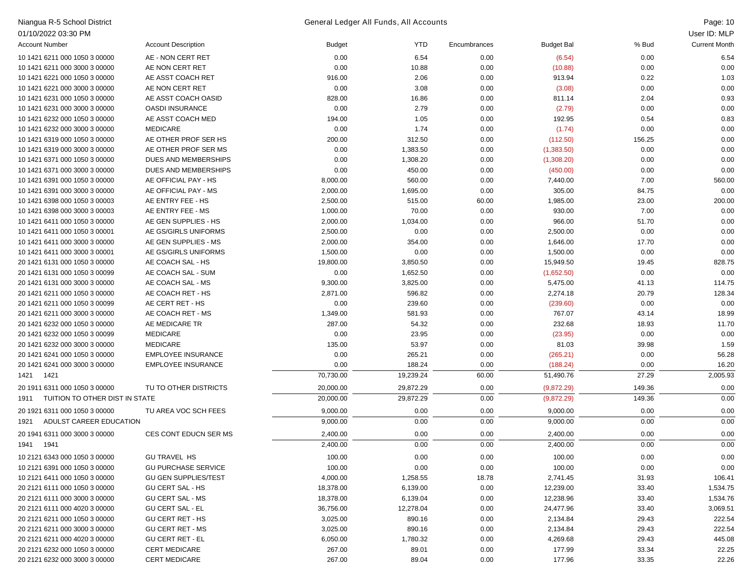| Account Number | Account Description | Budget | YTD | Encumbrances | Budget Bal | % Bud | Current Month |
|---|---|---|---|---|---|---|---|
| 10 1421 6211 000 1050 3 00000 | AE - NON CERT RET | 0.00 | 6.54 | 0.00 | (6.54) | 0.00 | 6.54 |
| 10 1421 6211 000 3000 3 00000 | AE NON CERT RET | 0.00 | 10.88 | 0.00 | (10.88) | 0.00 | 0.00 |
| 10 1421 6221 000 1050 3 00000 | AE ASST COACH RET | 916.00 | 2.06 | 0.00 | 913.94 | 0.22 | 1.03 |
| 10 1421 6221 000 3000 3 00000 | AE NON CERT RET | 0.00 | 3.08 | 0.00 | (3.08) | 0.00 | 0.00 |
| 10 1421 6231 000 1050 3 00000 | AE ASST COACH OASID | 828.00 | 16.86 | 0.00 | 811.14 | 2.04 | 0.93 |
| 10 1421 6231 000 3000 3 00000 | OASDI INSURANCE | 0.00 | 2.79 | 0.00 | (2.79) | 0.00 | 0.00 |
| 10 1421 6232 000 1050 3 00000 | AE ASST COACH MED | 194.00 | 1.05 | 0.00 | 192.95 | 0.54 | 0.83 |
| 10 1421 6232 000 3000 3 00000 | MEDICARE | 0.00 | 1.74 | 0.00 | (1.74) | 0.00 | 0.00 |
| 10 1421 6319 000 1050 3 00000 | AE OTHER PROF SER HS | 200.00 | 312.50 | 0.00 | (112.50) | 156.25 | 0.00 |
| 10 1421 6319 000 3000 3 00000 | AE OTHER PROF SER MS | 0.00 | 1,383.50 | 0.00 | (1,383.50) | 0.00 | 0.00 |
| 10 1421 6371 000 1050 3 00000 | DUES AND MEMBERSHIPS | 0.00 | 1,308.20 | 0.00 | (1,308.20) | 0.00 | 0.00 |
| 10 1421 6371 000 3000 3 00000 | DUES AND MEMBERSHIPS | 0.00 | 450.00 | 0.00 | (450.00) | 0.00 | 0.00 |
| 10 1421 6391 000 1050 3 00000 | AE OFFICIAL PAY - HS | 8,000.00 | 560.00 | 0.00 | 7,440.00 | 7.00 | 560.00 |
| 10 1421 6391 000 3000 3 00000 | AE OFFICIAL PAY - MS | 2,000.00 | 1,695.00 | 0.00 | 305.00 | 84.75 | 0.00 |
| 10 1421 6398 000 1050 3 00003 | AE ENTRY FEE - HS | 2,500.00 | 515.00 | 60.00 | 1,985.00 | 23.00 | 200.00 |
| 10 1421 6398 000 3000 3 00003 | AE ENTRY FEE - MS | 1,000.00 | 70.00 | 0.00 | 930.00 | 7.00 | 0.00 |
| 10 1421 6411 000 1050 3 00000 | AE GEN SUPPLIES - HS | 2,000.00 | 1,034.00 | 0.00 | 966.00 | 51.70 | 0.00 |
| 10 1421 6411 000 1050 3 00001 | AE GS/GIRLS UNIFORMS | 2,500.00 | 0.00 | 0.00 | 2,500.00 | 0.00 | 0.00 |
| 10 1421 6411 000 3000 3 00000 | AE GEN SUPPLIES - MS | 2,000.00 | 354.00 | 0.00 | 1,646.00 | 17.70 | 0.00 |
| 10 1421 6411 000 3000 3 00001 | AE GS/GIRLS UNIFORMS | 1,500.00 | 0.00 | 0.00 | 1,500.00 | 0.00 | 0.00 |
| 20 1421 6131 000 1050 3 00000 | AE COACH SAL - HS | 19,800.00 | 3,850.50 | 0.00 | 15,949.50 | 19.45 | 828.75 |
| 20 1421 6131 000 1050 3 00099 | AE COACH SAL - SUM | 0.00 | 1,652.50 | 0.00 | (1,652.50) | 0.00 | 0.00 |
| 20 1421 6131 000 3000 3 00000 | AE COACH SAL - MS | 9,300.00 | 3,825.00 | 0.00 | 5,475.00 | 41.13 | 114.75 |
| 20 1421 6211 000 1050 3 00000 | AE COACH RET - HS | 2,871.00 | 596.82 | 0.00 | 2,274.18 | 20.79 | 128.34 |
| 20 1421 6211 000 1050 3 00099 | AE CERT RET - HS | 0.00 | 239.60 | 0.00 | (239.60) | 0.00 | 0.00 |
| 20 1421 6211 000 3000 3 00000 | AE COACH RET - MS | 1,349.00 | 581.93 | 0.00 | 767.07 | 43.14 | 18.99 |
| 20 1421 6232 000 1050 3 00000 | AE MEDICARE TR | 287.00 | 54.32 | 0.00 | 232.68 | 18.93 | 11.70 |
| 20 1421 6232 000 1050 3 00099 | MEDICARE | 0.00 | 23.95 | 0.00 | (23.95) | 0.00 | 0.00 |
| 20 1421 6232 000 3000 3 00000 | MEDICARE | 135.00 | 53.97 | 0.00 | 81.03 | 39.98 | 1.59 |
| 20 1421 6241 000 1050 3 00000 | EMPLOYEE INSURANCE | 0.00 | 265.21 | 0.00 | (265.21) | 0.00 | 56.28 |
| 20 1421 6241 000 3000 3 00000 | EMPLOYEE INSURANCE | 0.00 | 188.24 | 0.00 | (188.24) | 0.00 | 16.20 |
| 1421 1421 | | 70,730.00 | 19,239.24 | 60.00 | 51,490.76 | 27.29 | 2,005.93 |
| 20 1911 6311 000 1050 3 00000 | TU TO OTHER DISTRICTS | 20,000.00 | 29,872.29 | 0.00 | (9,872.29) | 149.36 | 0.00 |
| 1911 TUITION TO OTHER DIST IN STATE | | 20,000.00 | 29,872.29 | 0.00 | (9,872.29) | 149.36 | 0.00 |
| 20 1921 6311 000 1050 3 00000 | TU AREA VOC SCH FEES | 9,000.00 | 0.00 | 0.00 | 9,000.00 | 0.00 | 0.00 |
| 1921 ADULST CAREER EDUCATION | | 9,000.00 | 0.00 | 0.00 | 9,000.00 | 0.00 | 0.00 |
| 20 1941 6311 000 3000 3 00000 | CES CONT EDUCN SER MS | 2,400.00 | 0.00 | 0.00 | 2,400.00 | 0.00 | 0.00 |
| 1941 1941 | | 2,400.00 | 0.00 | 0.00 | 2,400.00 | 0.00 | 0.00 |
| 10 2121 6343 000 1050 3 00000 | GU TRAVEL HS | 100.00 | 0.00 | 0.00 | 100.00 | 0.00 | 0.00 |
| 10 2121 6391 000 1050 3 00000 | GU PURCHASE SERVICE | 100.00 | 0.00 | 0.00 | 100.00 | 0.00 | 0.00 |
| 10 2121 6411 000 1050 3 00000 | GU GEN SUPPLIES/TEST | 4,000.00 | 1,258.55 | 18.78 | 2,741.45 | 31.93 | 106.41 |
| 20 2121 6111 000 1050 3 00000 | GU CERT SAL - HS | 18,378.00 | 6,139.00 | 0.00 | 12,239.00 | 33.40 | 1,534.75 |
| 20 2121 6111 000 3000 3 00000 | GU CERT SAL - MS | 18,378.00 | 6,139.04 | 0.00 | 12,238.96 | 33.40 | 1,534.76 |
| 20 2121 6111 000 4020 3 00000 | GU CERT SAL - EL | 36,756.00 | 12,278.04 | 0.00 | 24,477.96 | 33.40 | 3,069.51 |
| 20 2121 6211 000 1050 3 00000 | GU CERT RET - HS | 3,025.00 | 890.16 | 0.00 | 2,134.84 | 29.43 | 222.54 |
| 20 2121 6211 000 3000 3 00000 | GU CERT RET - MS | 3,025.00 | 890.16 | 0.00 | 2,134.84 | 29.43 | 222.54 |
| 20 2121 6211 000 4020 3 00000 | GU CERT RET - EL | 6,050.00 | 1,780.32 | 0.00 | 4,269.68 | 29.43 | 445.08 |
| 20 2121 6232 000 1050 3 00000 | CERT MEDICARE | 267.00 | 89.01 | 0.00 | 177.99 | 33.34 | 22.25 |
| 20 2121 6232 000 3000 3 00000 | CERT MEDICARE | 267.00 | 89.04 | 0.00 | 177.96 | 33.35 | 22.26 |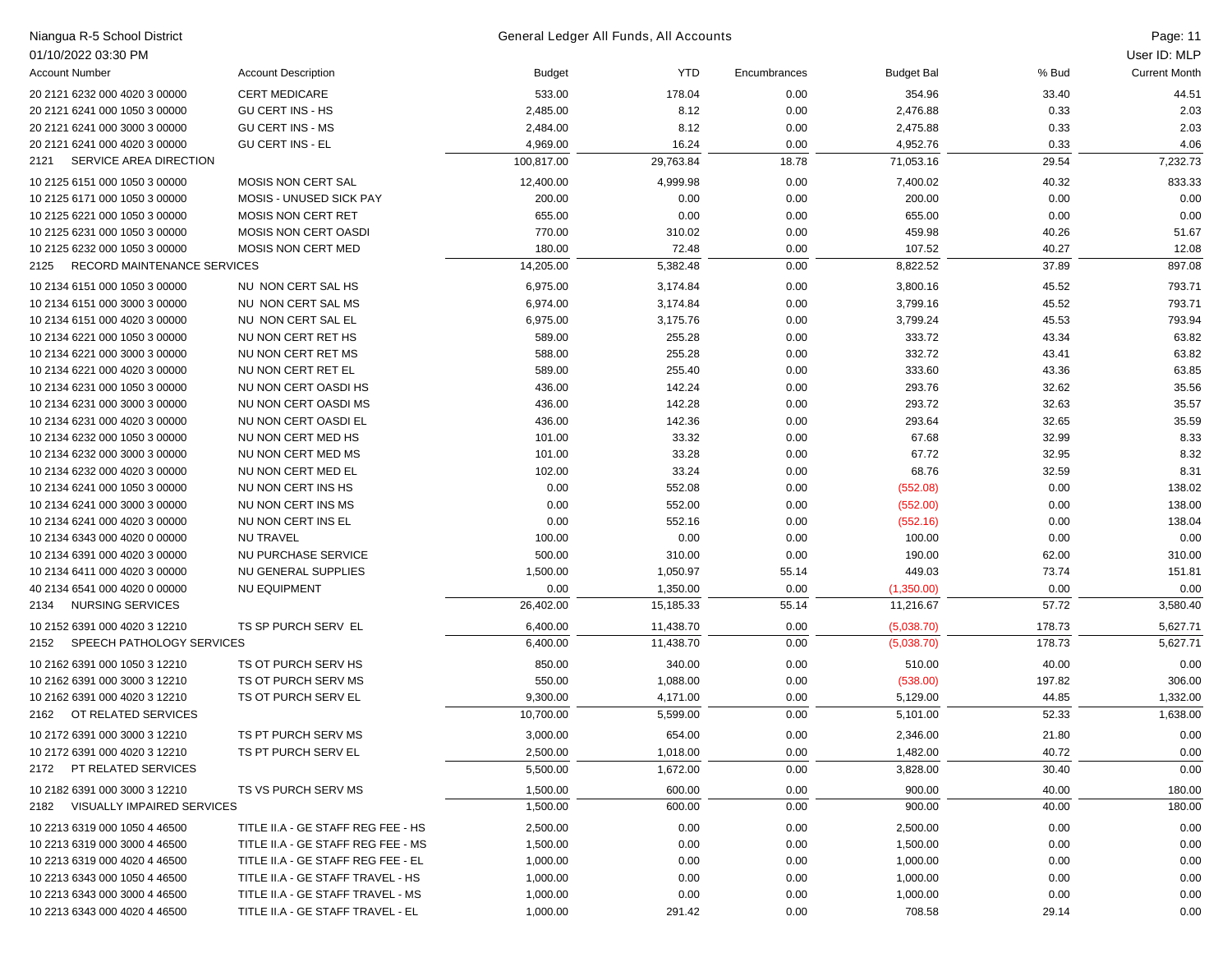Niangua R-5 School District

01/10/2022 03:30 PM

General Ledger All Funds, All Accounts

User ID: MLP

| Account Number | Account Description | Budget | YTD | Encumbrances | Budget Bal | % Bud | Current Month |
|---|---|---|---|---|---|---|---|
| 20 2121 6232 000 4020 3 00000 | CERT MEDICARE | 533.00 | 178.04 | 0.00 | 354.96 | 33.40 | 44.51 |
| 20 2121 6241 000 1050 3 00000 | GU CERT INS - HS | 2,485.00 | 8.12 | 0.00 | 2,476.88 | 0.33 | 2.03 |
| 20 2121 6241 000 3000 3 00000 | GU CERT INS - MS | 2,484.00 | 8.12 | 0.00 | 2,475.88 | 0.33 | 2.03 |
| 20 2121 6241 000 4020 3 00000 | GU CERT INS - EL | 4,969.00 | 16.24 | 0.00 | 4,952.76 | 0.33 | 4.06 |
| 2121 SERVICE AREA DIRECTION | | 100,817.00 | 29,763.84 | 18.78 | 71,053.16 | 29.54 | 7,232.73 |
| 10 2125 6151 000 1050 3 00000 | MOSIS NON CERT SAL | 12,400.00 | 4,999.98 | 0.00 | 7,400.02 | 40.32 | 833.33 |
| 10 2125 6171 000 1050 3 00000 | MOSIS - UNUSED SICK PAY | 200.00 | 0.00 | 0.00 | 200.00 | 0.00 | 0.00 |
| 10 2125 6221 000 1050 3 00000 | MOSIS NON CERT RET | 655.00 | 0.00 | 0.00 | 655.00 | 0.00 | 0.00 |
| 10 2125 6231 000 1050 3 00000 | MOSIS NON CERT OASDI | 770.00 | 310.02 | 0.00 | 459.98 | 40.26 | 51.67 |
| 10 2125 6232 000 1050 3 00000 | MOSIS NON CERT MED | 180.00 | 72.48 | 0.00 | 107.52 | 40.27 | 12.08 |
| 2125 RECORD MAINTENANCE SERVICES | | 14,205.00 | 5,382.48 | 0.00 | 8,822.52 | 37.89 | 897.08 |
| 10 2134 6151 000 1050 3 00000 | NU NON CERT SAL HS | 6,975.00 | 3,174.84 | 0.00 | 3,800.16 | 45.52 | 793.71 |
| 10 2134 6151 000 3000 3 00000 | NU NON CERT SAL MS | 6,974.00 | 3,174.84 | 0.00 | 3,799.16 | 45.52 | 793.71 |
| 10 2134 6151 000 4020 3 00000 | NU NON CERT SAL EL | 6,975.00 | 3,175.76 | 0.00 | 3,799.24 | 45.53 | 793.94 |
| 10 2134 6221 000 1050 3 00000 | NU NON CERT RET HS | 589.00 | 255.28 | 0.00 | 333.72 | 43.34 | 63.82 |
| 10 2134 6221 000 3000 3 00000 | NU NON CERT RET MS | 588.00 | 255.28 | 0.00 | 332.72 | 43.41 | 63.82 |
| 10 2134 6221 000 4020 3 00000 | NU NON CERT RET EL | 589.00 | 255.40 | 0.00 | 333.60 | 43.36 | 63.85 |
| 10 2134 6231 000 1050 3 00000 | NU NON CERT OASDI HS | 436.00 | 142.24 | 0.00 | 293.76 | 32.62 | 35.56 |
| 10 2134 6231 000 3000 3 00000 | NU NON CERT OASDI MS | 436.00 | 142.28 | 0.00 | 293.72 | 32.63 | 35.57 |
| 10 2134 6231 000 4020 3 00000 | NU NON CERT OASDI EL | 436.00 | 142.36 | 0.00 | 293.64 | 32.65 | 35.59 |
| 10 2134 6232 000 1050 3 00000 | NU NON CERT MED HS | 101.00 | 33.32 | 0.00 | 67.68 | 32.99 | 8.33 |
| 10 2134 6232 000 3000 3 00000 | NU NON CERT MED MS | 101.00 | 33.28 | 0.00 | 67.72 | 32.95 | 8.32 |
| 10 2134 6232 000 4020 3 00000 | NU NON CERT MED EL | 102.00 | 33.24 | 0.00 | 68.76 | 32.59 | 8.31 |
| 10 2134 6241 000 1050 3 00000 | NU NON CERT INS HS | 0.00 | 552.08 | 0.00 | (552.08) | 0.00 | 138.02 |
| 10 2134 6241 000 3000 3 00000 | NU NON CERT INS MS | 0.00 | 552.00 | 0.00 | (552.00) | 0.00 | 138.00 |
| 10 2134 6241 000 4020 3 00000 | NU NON CERT INS EL | 0.00 | 552.16 | 0.00 | (552.16) | 0.00 | 138.04 |
| 10 2134 6343 000 4020 0 00000 | NU TRAVEL | 100.00 | 0.00 | 0.00 | 100.00 | 0.00 | 0.00 |
| 10 2134 6391 000 4020 3 00000 | NU PURCHASE SERVICE | 500.00 | 310.00 | 0.00 | 190.00 | 62.00 | 310.00 |
| 10 2134 6411 000 4020 3 00000 | NU GENERAL SUPPLIES | 1,500.00 | 1,050.97 | 55.14 | 449.03 | 73.74 | 151.81 |
| 40 2134 6541 000 4020 0 00000 | NU EQUIPMENT | 0.00 | 1,350.00 | 0.00 | (1,350.00) | 0.00 | 0.00 |
| 2134 NURSING SERVICES | | 26,402.00 | 15,185.33 | 55.14 | 11,216.67 | 57.72 | 3,580.40 |
| 10 2152 6391 000 4020 3 12210 | TS SP PURCH SERV EL | 6,400.00 | 11,438.70 | 0.00 | (5,038.70) | 178.73 | 5,627.71 |
| 2152 SPEECH PATHOLOGY SERVICES | | 6,400.00 | 11,438.70 | 0.00 | (5,038.70) | 178.73 | 5,627.71 |
| 10 2162 6391 000 1050 3 12210 | TS OT PURCH SERV HS | 850.00 | 340.00 | 0.00 | 510.00 | 40.00 | 0.00 |
| 10 2162 6391 000 3000 3 12210 | TS OT PURCH SERV MS | 550.00 | 1,088.00 | 0.00 | (538.00) | 197.82 | 306.00 |
| 10 2162 6391 000 4020 3 12210 | TS OT PURCH SERV EL | 9,300.00 | 4,171.00 | 0.00 | 5,129.00 | 44.85 | 1,332.00 |
| 2162 OT RELATED SERVICES | | 10,700.00 | 5,599.00 | 0.00 | 5,101.00 | 52.33 | 1,638.00 |
| 10 2172 6391 000 3000 3 12210 | TS PT PURCH SERV MS | 3,000.00 | 654.00 | 0.00 | 2,346.00 | 21.80 | 0.00 |
| 10 2172 6391 000 4020 3 12210 | TS PT PURCH SERV EL | 2,500.00 | 1,018.00 | 0.00 | 1,482.00 | 40.72 | 0.00 |
| 2172 PT RELATED SERVICES | | 5,500.00 | 1,672.00 | 0.00 | 3,828.00 | 30.40 | 0.00 |
| 10 2182 6391 000 3000 3 12210 | TS VS PURCH SERV MS | 1,500.00 | 600.00 | 0.00 | 900.00 | 40.00 | 180.00 |
| 2182 VISUALLY IMPAIRED SERVICES | | 1,500.00 | 600.00 | 0.00 | 900.00 | 40.00 | 180.00 |
| 10 2213 6319 000 1050 4 46500 | TITLE II.A - GE STAFF REG FEE - HS | 2,500.00 | 0.00 | 0.00 | 2,500.00 | 0.00 | 0.00 |
| 10 2213 6319 000 3000 4 46500 | TITLE II.A - GE STAFF REG FEE - MS | 1,500.00 | 0.00 | 0.00 | 1,500.00 | 0.00 | 0.00 |
| 10 2213 6319 000 4020 4 46500 | TITLE II.A - GE STAFF REG FEE - EL | 1,000.00 | 0.00 | 0.00 | 1,000.00 | 0.00 | 0.00 |
| 10 2213 6343 000 1050 4 46500 | TITLE II.A - GE STAFF TRAVEL - HS | 1,000.00 | 0.00 | 0.00 | 1,000.00 | 0.00 | 0.00 |
| 10 2213 6343 000 3000 4 46500 | TITLE II.A - GE STAFF TRAVEL - MS | 1,000.00 | 0.00 | 0.00 | 1,000.00 | 0.00 | 0.00 |
| 10 2213 6343 000 4020 4 46500 | TITLE II.A - GE STAFF TRAVEL - EL | 1,000.00 | 291.42 | 0.00 | 708.58 | 29.14 | 0.00 |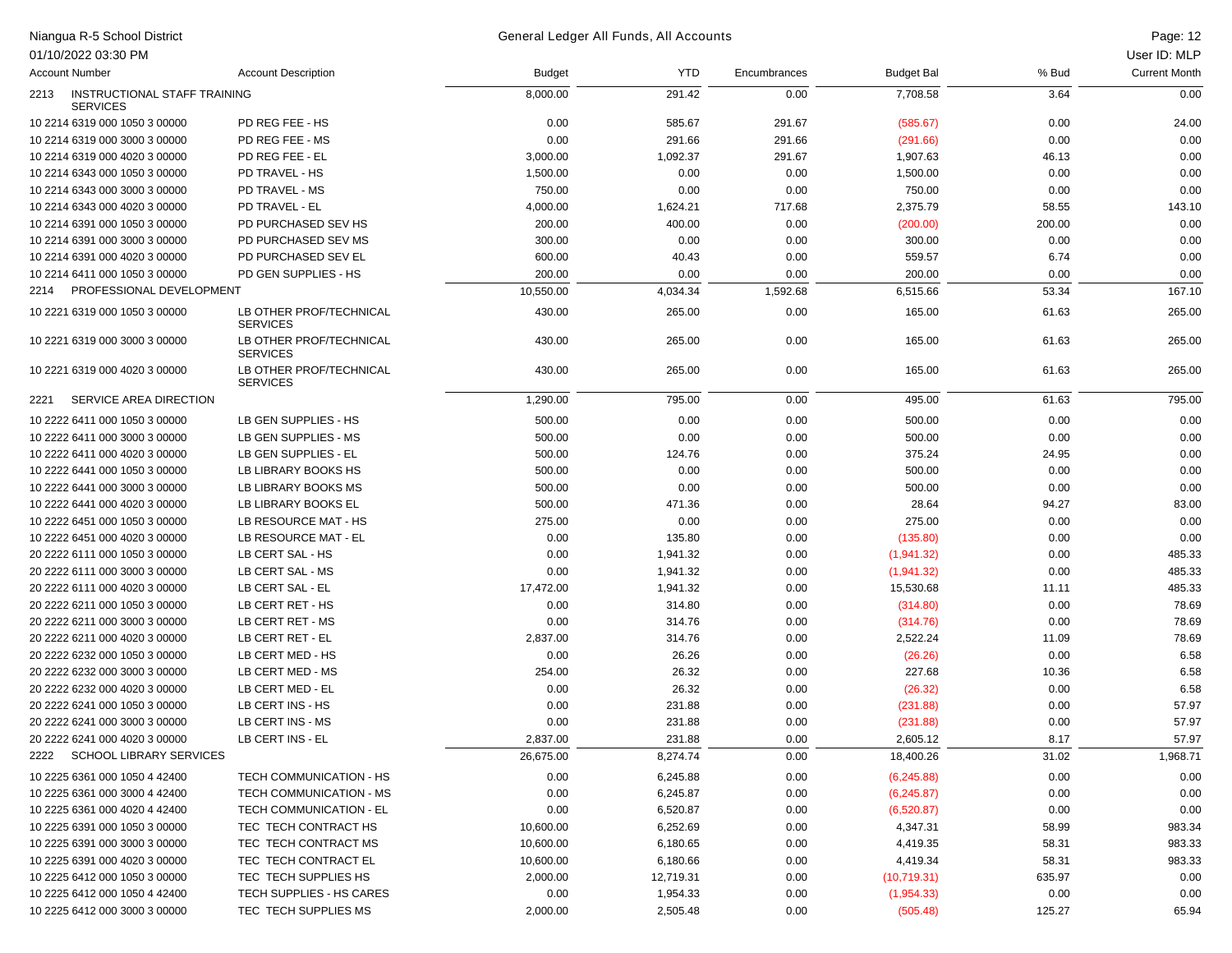| Account Number | Account Description | Budget | YTD | Encumbrances | Budget Bal | % Bud | Current Month |
|---|---|---|---|---|---|---|---|
| 2213 INSTRUCTIONAL STAFF TRAINING SERVICES | | 8,000.00 | 291.42 | 0.00 | 7,708.58 | 3.64 | 0.00 |
| 10 2214 6319 000 1050 3 00000 | PD REG FEE - HS | 0.00 | 585.67 | 291.67 | (585.67) | 0.00 | 24.00 |
| 10 2214 6319 000 3000 3 00000 | PD REG FEE - MS | 0.00 | 291.66 | 291.66 | (291.66) | 0.00 | 0.00 |
| 10 2214 6319 000 4020 3 00000 | PD REG FEE - EL | 3,000.00 | 1,092.37 | 291.67 | 1,907.63 | 46.13 | 0.00 |
| 10 2214 6343 000 1050 3 00000 | PD TRAVEL - HS | 1,500.00 | 0.00 | 0.00 | 1,500.00 | 0.00 | 0.00 |
| 10 2214 6343 000 3000 3 00000 | PD TRAVEL - MS | 750.00 | 0.00 | 0.00 | 750.00 | 0.00 | 0.00 |
| 10 2214 6343 000 4020 3 00000 | PD TRAVEL - EL | 4,000.00 | 1,624.21 | 717.68 | 2,375.79 | 58.55 | 143.10 |
| 10 2214 6391 000 1050 3 00000 | PD PURCHASED SEV HS | 200.00 | 400.00 | 0.00 | (200.00) | 200.00 | 0.00 |
| 10 2214 6391 000 3000 3 00000 | PD PURCHASED SEV MS | 300.00 | 0.00 | 0.00 | 300.00 | 0.00 | 0.00 |
| 10 2214 6391 000 4020 3 00000 | PD PURCHASED SEV EL | 600.00 | 40.43 | 0.00 | 559.57 | 6.74 | 0.00 |
| 10 2214 6411 000 1050 3 00000 | PD GEN SUPPLIES - HS | 200.00 | 0.00 | 0.00 | 200.00 | 0.00 | 0.00 |
| 2214 PROFESSIONAL DEVELOPMENT | | 10,550.00 | 4,034.34 | 1,592.68 | 6,515.66 | 53.34 | 167.10 |
| 10 2221 6319 000 1050 3 00000 | LB OTHER PROF/TECHNICAL SERVICES | 430.00 | 265.00 | 0.00 | 165.00 | 61.63 | 265.00 |
| 10 2221 6319 000 3000 3 00000 | LB OTHER PROF/TECHNICAL SERVICES | 430.00 | 265.00 | 0.00 | 165.00 | 61.63 | 265.00 |
| 10 2221 6319 000 4020 3 00000 | LB OTHER PROF/TECHNICAL SERVICES | 430.00 | 265.00 | 0.00 | 165.00 | 61.63 | 265.00 |
| 2221 SERVICE AREA DIRECTION | | 1,290.00 | 795.00 | 0.00 | 495.00 | 61.63 | 795.00 |
| 10 2222 6411 000 1050 3 00000 | LB GEN SUPPLIES - HS | 500.00 | 0.00 | 0.00 | 500.00 | 0.00 | 0.00 |
| 10 2222 6411 000 3000 3 00000 | LB GEN SUPPLIES - MS | 500.00 | 0.00 | 0.00 | 500.00 | 0.00 | 0.00 |
| 10 2222 6411 000 4020 3 00000 | LB GEN SUPPLIES - EL | 500.00 | 124.76 | 0.00 | 375.24 | 24.95 | 0.00 |
| 10 2222 6441 000 1050 3 00000 | LB LIBRARY BOOKS HS | 500.00 | 0.00 | 0.00 | 500.00 | 0.00 | 0.00 |
| 10 2222 6441 000 3000 3 00000 | LB LIBRARY BOOKS MS | 500.00 | 0.00 | 0.00 | 500.00 | 0.00 | 0.00 |
| 10 2222 6441 000 4020 3 00000 | LB LIBRARY BOOKS EL | 500.00 | 471.36 | 0.00 | 28.64 | 94.27 | 83.00 |
| 10 2222 6451 000 1050 3 00000 | LB RESOURCE MAT - HS | 275.00 | 0.00 | 0.00 | 275.00 | 0.00 | 0.00 |
| 10 2222 6451 000 4020 3 00000 | LB RESOURCE MAT - EL | 0.00 | 135.80 | 0.00 | (135.80) | 0.00 | 0.00 |
| 20 2222 6111 000 1050 3 00000 | LB CERT SAL - HS | 0.00 | 1,941.32 | 0.00 | (1,941.32) | 0.00 | 485.33 |
| 20 2222 6111 000 3000 3 00000 | LB CERT SAL - MS | 0.00 | 1,941.32 | 0.00 | (1,941.32) | 0.00 | 485.33 |
| 20 2222 6111 000 4020 3 00000 | LB CERT SAL - EL | 17,472.00 | 1,941.32 | 0.00 | 15,530.68 | 11.11 | 485.33 |
| 20 2222 6211 000 1050 3 00000 | LB CERT RET - HS | 0.00 | 314.80 | 0.00 | (314.80) | 0.00 | 78.69 |
| 20 2222 6211 000 3000 3 00000 | LB CERT RET - MS | 0.00 | 314.76 | 0.00 | (314.76) | 0.00 | 78.69 |
| 20 2222 6211 000 4020 3 00000 | LB CERT RET - EL | 2,837.00 | 314.76 | 0.00 | 2,522.24 | 11.09 | 78.69 |
| 20 2222 6232 000 1050 3 00000 | LB CERT MED - HS | 0.00 | 26.26 | 0.00 | (26.26) | 0.00 | 6.58 |
| 20 2222 6232 000 3000 3 00000 | LB CERT MED - MS | 254.00 | 26.32 | 0.00 | 227.68 | 10.36 | 6.58 |
| 20 2222 6232 000 4020 3 00000 | LB CERT MED - EL | 0.00 | 26.32 | 0.00 | (26.32) | 0.00 | 6.58 |
| 20 2222 6241 000 1050 3 00000 | LB CERT INS - HS | 0.00 | 231.88 | 0.00 | (231.88) | 0.00 | 57.97 |
| 20 2222 6241 000 3000 3 00000 | LB CERT INS - MS | 0.00 | 231.88 | 0.00 | (231.88) | 0.00 | 57.97 |
| 20 2222 6241 000 4020 3 00000 | LB CERT INS - EL | 2,837.00 | 231.88 | 0.00 | 2,605.12 | 8.17 | 57.97 |
| 2222 SCHOOL LIBRARY SERVICES | | 26,675.00 | 8,274.74 | 0.00 | 18,400.26 | 31.02 | 1,968.71 |
| 10 2225 6361 000 1050 4 42400 | TECH COMMUNICATION - HS | 0.00 | 6,245.88 | 0.00 | (6,245.88) | 0.00 | 0.00 |
| 10 2225 6361 000 3000 4 42400 | TECH COMMUNICATION - MS | 0.00 | 6,245.87 | 0.00 | (6,245.87) | 0.00 | 0.00 |
| 10 2225 6361 000 4020 4 42400 | TECH COMMUNICATION - EL | 0.00 | 6,520.87 | 0.00 | (6,520.87) | 0.00 | 0.00 |
| 10 2225 6391 000 1050 3 00000 | TEC TECH CONTRACT HS | 10,600.00 | 6,252.69 | 0.00 | 4,347.31 | 58.99 | 983.34 |
| 10 2225 6391 000 3000 3 00000 | TEC TECH CONTRACT MS | 10,600.00 | 6,180.65 | 0.00 | 4,419.35 | 58.31 | 983.33 |
| 10 2225 6391 000 4020 3 00000 | TEC TECH CONTRACT EL | 10,600.00 | 6,180.66 | 0.00 | 4,419.34 | 58.31 | 983.33 |
| 10 2225 6412 000 1050 3 00000 | TEC TECH SUPPLIES HS | 2,000.00 | 12,719.31 | 0.00 | (10,719.31) | 635.97 | 0.00 |
| 10 2225 6412 000 1050 4 42400 | TECH SUPPLIES - HS CARES | 0.00 | 1,954.33 | 0.00 | (1,954.33) | 0.00 | 0.00 |
| 10 2225 6412 000 3000 3 00000 | TEC TECH SUPPLIES MS | 2,000.00 | 2,505.48 | 0.00 | (505.48) | 125.27 | 65.94 |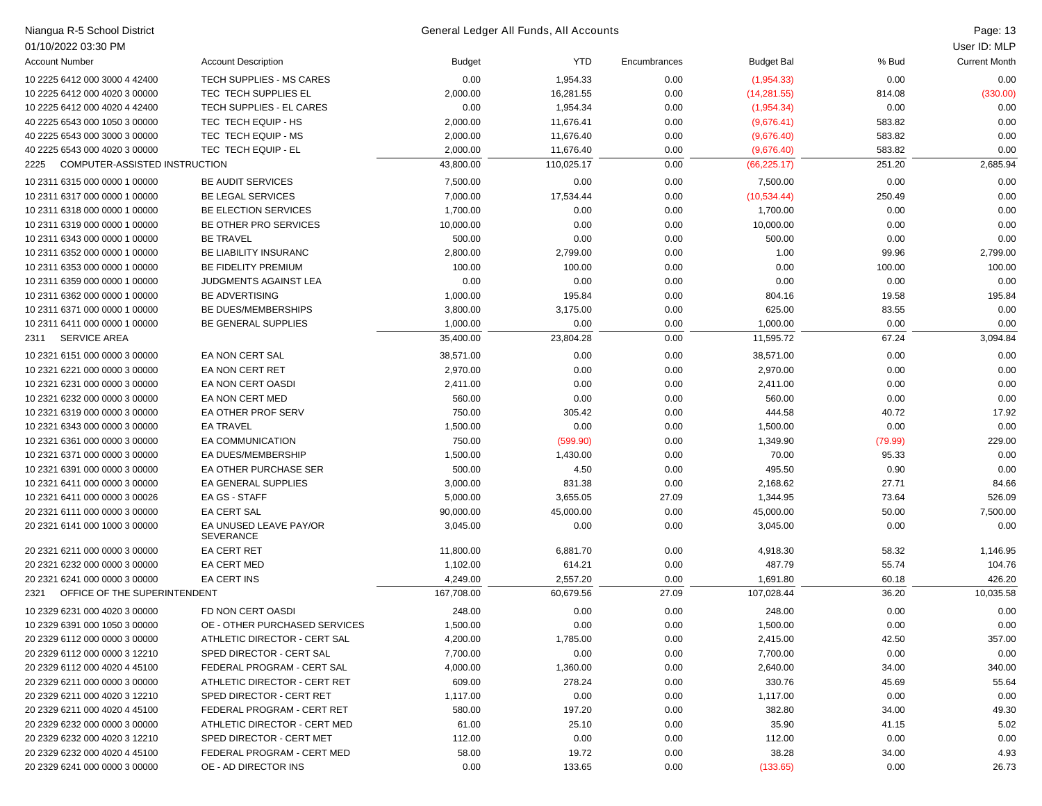| Account Number | Account Description | Budget | YTD | Encumbrances | Budget Bal | % Bud | Current Month |
|---|---|---|---|---|---|---|---|
| 10 2225 6412 000 3000 4 42400 | TECH SUPPLIES - MS CARES | 0.00 | 1,954.33 | 0.00 | (1,954.33) | 0.00 | 0.00 |
| 10 2225 6412 000 4020 3 00000 | TEC TECH SUPPLIES EL | 2,000.00 | 16,281.55 | 0.00 | (14,281.55) | 814.08 | (330.00) |
| 10 2225 6412 000 4020 4 42400 | TECH SUPPLIES - EL CARES | 0.00 | 1,954.34 | 0.00 | (1,954.34) | 0.00 | 0.00 |
| 40 2225 6543 000 1050 3 00000 | TEC TECH EQUIP - HS | 2,000.00 | 11,676.41 | 0.00 | (9,676.41) | 583.82 | 0.00 |
| 40 2225 6543 000 3000 3 00000 | TEC TECH EQUIP - MS | 2,000.00 | 11,676.40 | 0.00 | (9,676.40) | 583.82 | 0.00 |
| 40 2225 6543 000 4020 3 00000 | TEC TECH EQUIP - EL | 2,000.00 | 11,676.40 | 0.00 | (9,676.40) | 583.82 | 0.00 |
| 2225 COMPUTER-ASSISTED INSTRUCTION | | 43,800.00 | 110,025.17 | 0.00 | (66,225.17) | 251.20 | 2,685.94 |
| 10 2311 6315 000 0000 1 00000 | BE AUDIT SERVICES | 7,500.00 | 0.00 | 0.00 | 7,500.00 | 0.00 | 0.00 |
| 10 2311 6317 000 0000 1 00000 | BE LEGAL SERVICES | 7,000.00 | 17,534.44 | 0.00 | (10,534.44) | 250.49 | 0.00 |
| 10 2311 6318 000 0000 1 00000 | BE ELECTION SERVICES | 1,700.00 | 0.00 | 0.00 | 1,700.00 | 0.00 | 0.00 |
| 10 2311 6319 000 0000 1 00000 | BE OTHER PRO SERVICES | 10,000.00 | 0.00 | 0.00 | 10,000.00 | 0.00 | 0.00 |
| 10 2311 6343 000 0000 1 00000 | BE TRAVEL | 500.00 | 0.00 | 0.00 | 500.00 | 0.00 | 0.00 |
| 10 2311 6352 000 0000 1 00000 | BE LIABILITY INSURANC | 2,800.00 | 2,799.00 | 0.00 | 1.00 | 99.96 | 2,799.00 |
| 10 2311 6353 000 0000 1 00000 | BE FIDELITY PREMIUM | 100.00 | 100.00 | 0.00 | 0.00 | 100.00 | 100.00 |
| 10 2311 6359 000 0000 1 00000 | JUDGMENTS AGAINST LEA | 0.00 | 0.00 | 0.00 | 0.00 | 0.00 | 0.00 |
| 10 2311 6362 000 0000 1 00000 | BE ADVERTISING | 1,000.00 | 195.84 | 0.00 | 804.16 | 19.58 | 195.84 |
| 10 2311 6371 000 0000 1 00000 | BE DUES/MEMBERSHIPS | 3,800.00 | 3,175.00 | 0.00 | 625.00 | 83.55 | 0.00 |
| 10 2311 6411 000 0000 1 00000 | BE GENERAL SUPPLIES | 1,000.00 | 0.00 | 0.00 | 1,000.00 | 0.00 | 0.00 |
| 2311 SERVICE AREA | | 35,400.00 | 23,804.28 | 0.00 | 11,595.72 | 67.24 | 3,094.84 |
| 10 2321 6151 000 0000 3 00000 | EA NON CERT SAL | 38,571.00 | 0.00 | 0.00 | 38,571.00 | 0.00 | 0.00 |
| 10 2321 6221 000 0000 3 00000 | EA NON CERT RET | 2,970.00 | 0.00 | 0.00 | 2,970.00 | 0.00 | 0.00 |
| 10 2321 6231 000 0000 3 00000 | EA NON CERT OASDI | 2,411.00 | 0.00 | 0.00 | 2,411.00 | 0.00 | 0.00 |
| 10 2321 6232 000 0000 3 00000 | EA NON CERT MED | 560.00 | 0.00 | 0.00 | 560.00 | 0.00 | 0.00 |
| 10 2321 6319 000 0000 3 00000 | EA OTHER PROF SERV | 750.00 | 305.42 | 0.00 | 444.58 | 40.72 | 17.92 |
| 10 2321 6343 000 0000 3 00000 | EA TRAVEL | 1,500.00 | 0.00 | 0.00 | 1,500.00 | 0.00 | 0.00 |
| 10 2321 6361 000 0000 3 00000 | EA COMMUNICATION | 750.00 | (599.90) | 0.00 | 1,349.90 | (79.99) | 229.00 |
| 10 2321 6371 000 0000 3 00000 | EA DUES/MEMBERSHIP | 1,500.00 | 1,430.00 | 0.00 | 70.00 | 95.33 | 0.00 |
| 10 2321 6391 000 0000 3 00000 | EA OTHER PURCHASE SER | 500.00 | 4.50 | 0.00 | 495.50 | 0.90 | 0.00 |
| 10 2321 6411 000 0000 3 00000 | EA GENERAL SUPPLIES | 3,000.00 | 831.38 | 0.00 | 2,168.62 | 27.71 | 84.66 |
| 10 2321 6411 000 0000 3 00026 | EA GS - STAFF | 5,000.00 | 3,655.05 | 27.09 | 1,344.95 | 73.64 | 526.09 |
| 20 2321 6111 000 0000 3 00000 | EA CERT SAL | 90,000.00 | 45,000.00 | 0.00 | 45,000.00 | 50.00 | 7,500.00 |
| 20 2321 6141 000 1000 3 00000 | EA UNUSED LEAVE PAY/OR SEVERANCE | 3,045.00 | 0.00 | 0.00 | 3,045.00 | 0.00 | 0.00 |
| 20 2321 6211 000 0000 3 00000 | EA CERT RET | 11,800.00 | 6,881.70 | 0.00 | 4,918.30 | 58.32 | 1,146.95 |
| 20 2321 6232 000 0000 3 00000 | EA CERT MED | 1,102.00 | 614.21 | 0.00 | 487.79 | 55.74 | 104.76 |
| 20 2321 6241 000 0000 3 00000 | EA CERT INS | 4,249.00 | 2,557.20 | 0.00 | 1,691.80 | 60.18 | 426.20 |
| 2321 OFFICE OF THE SUPERINTENDENT | | 167,708.00 | 60,679.56 | 27.09 | 107,028.44 | 36.20 | 10,035.58 |
| 10 2329 6231 000 4020 3 00000 | FD NON CERT OASDI | 248.00 | 0.00 | 0.00 | 248.00 | 0.00 | 0.00 |
| 10 2329 6391 000 1050 3 00000 | OE - OTHER PURCHASED SERVICES | 1,500.00 | 0.00 | 0.00 | 1,500.00 | 0.00 | 0.00 |
| 20 2329 6112 000 0000 3 00000 | ATHLETIC DIRECTOR - CERT SAL | 4,200.00 | 1,785.00 | 0.00 | 2,415.00 | 42.50 | 357.00 |
| 20 2329 6112 000 0000 3 12210 | SPED DIRECTOR - CERT SAL | 7,700.00 | 0.00 | 0.00 | 7,700.00 | 0.00 | 0.00 |
| 20 2329 6112 000 4020 4 45100 | FEDERAL PROGRAM - CERT SAL | 4,000.00 | 1,360.00 | 0.00 | 2,640.00 | 34.00 | 340.00 |
| 20 2329 6211 000 0000 3 00000 | ATHLETIC DIRECTOR - CERT RET | 609.00 | 278.24 | 0.00 | 330.76 | 45.69 | 55.64 |
| 20 2329 6211 000 4020 3 12210 | SPED DIRECTOR - CERT RET | 1,117.00 | 0.00 | 0.00 | 1,117.00 | 0.00 | 0.00 |
| 20 2329 6211 000 4020 4 45100 | FEDERAL PROGRAM - CERT RET | 580.00 | 197.20 | 0.00 | 382.80 | 34.00 | 49.30 |
| 20 2329 6232 000 0000 3 00000 | ATHLETIC DIRECTOR - CERT MED | 61.00 | 25.10 | 0.00 | 35.90 | 41.15 | 5.02 |
| 20 2329 6232 000 4020 3 12210 | SPED DIRECTOR - CERT MET | 112.00 | 0.00 | 0.00 | 112.00 | 0.00 | 0.00 |
| 20 2329 6232 000 4020 4 45100 | FEDERAL PROGRAM - CERT MED | 58.00 | 19.72 | 0.00 | 38.28 | 34.00 | 4.93 |
| 20 2329 6241 000 0000 3 00000 | OE - AD DIRECTOR INS | 0.00 | 133.65 | 0.00 | (133.65) | 0.00 | 26.73 |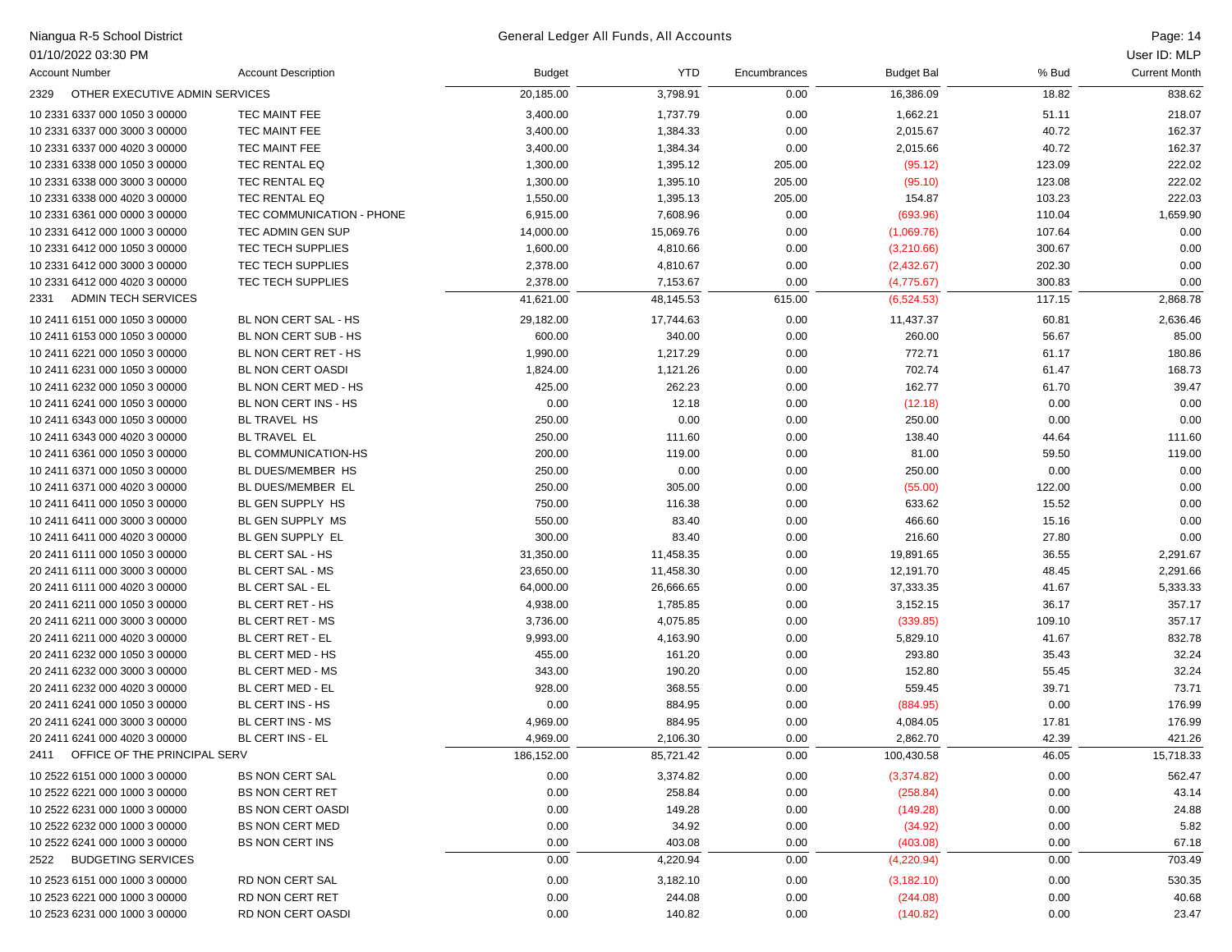Niangua R-5 School District
01/10/2022 03:30 PM

General Ledger All Funds, All Accounts

User ID: MLP

| Account Number | Account Description | Budget | YTD | Encumbrances | Budget Bal | % Bud | Current Month |
|---|---|---|---|---|---|---|---|
| 2329 OTHER EXECUTIVE ADMIN SERVICES | | 20,185.00 | 3,798.91 | 0.00 | 16,386.09 | 18.82 | 838.62 |
| 10 2331 6337 000 1050 3 00000 | TEC MAINT FEE | 3,400.00 | 1,737.79 | 0.00 | 1,662.21 | 51.11 | 218.07 |
| 10 2331 6337 000 3000 3 00000 | TEC MAINT FEE | 3,400.00 | 1,384.33 | 0.00 | 2,015.67 | 40.72 | 162.37 |
| 10 2331 6337 000 4020 3 00000 | TEC MAINT FEE | 3,400.00 | 1,384.34 | 0.00 | 2,015.66 | 40.72 | 162.37 |
| 10 2331 6338 000 1050 3 00000 | TEC RENTAL EQ | 1,300.00 | 1,395.12 | 205.00 | (95.12) | 123.09 | 222.02 |
| 10 2331 6338 000 3000 3 00000 | TEC RENTAL EQ | 1,300.00 | 1,395.10 | 205.00 | (95.10) | 123.08 | 222.02 |
| 10 2331 6338 000 4020 3 00000 | TEC RENTAL EQ | 1,550.00 | 1,395.13 | 205.00 | 154.87 | 103.23 | 222.03 |
| 10 2331 6361 000 0000 3 00000 | TEC COMMUNICATION - PHONE | 6,915.00 | 7,608.96 | 0.00 | (693.96) | 110.04 | 1,659.90 |
| 10 2331 6412 000 1000 3 00000 | TEC ADMIN GEN SUP | 14,000.00 | 15,069.76 | 0.00 | (1,069.76) | 107.64 | 0.00 |
| 10 2331 6412 000 1050 3 00000 | TEC TECH SUPPLIES | 1,600.00 | 4,810.66 | 0.00 | (3,210.66) | 300.67 | 0.00 |
| 10 2331 6412 000 3000 3 00000 | TEC TECH SUPPLIES | 2,378.00 | 4,810.67 | 0.00 | (2,432.67) | 202.30 | 0.00 |
| 10 2331 6412 000 4020 3 00000 | TEC TECH SUPPLIES | 2,378.00 | 7,153.67 | 0.00 | (4,775.67) | 300.83 | 0.00 |
| 2331 ADMIN TECH SERVICES | | 41,621.00 | 48,145.53 | 615.00 | (6,524.53) | 117.15 | 2,868.78 |
| 10 2411 6151 000 1050 3 00000 | BL NON CERT SAL - HS | 29,182.00 | 17,744.63 | 0.00 | 11,437.37 | 60.81 | 2,636.46 |
| 10 2411 6153 000 1050 3 00000 | BL NON CERT SUB - HS | 600.00 | 340.00 | 0.00 | 260.00 | 56.67 | 85.00 |
| 10 2411 6221 000 1050 3 00000 | BL NON CERT RET - HS | 1,990.00 | 1,217.29 | 0.00 | 772.71 | 61.17 | 180.86 |
| 10 2411 6231 000 1050 3 00000 | BL NON CERT OASDI | 1,824.00 | 1,121.26 | 0.00 | 702.74 | 61.47 | 168.73 |
| 10 2411 6232 000 1050 3 00000 | BL NON CERT MED - HS | 425.00 | 262.23 | 0.00 | 162.77 | 61.70 | 39.47 |
| 10 2411 6241 000 1050 3 00000 | BL NON CERT INS - HS | 0.00 | 12.18 | 0.00 | (12.18) | 0.00 | 0.00 |
| 10 2411 6343 000 1050 3 00000 | BL TRAVEL HS | 250.00 | 0.00 | 0.00 | 250.00 | 0.00 | 0.00 |
| 10 2411 6343 000 4020 3 00000 | BL TRAVEL EL | 250.00 | 111.60 | 0.00 | 138.40 | 44.64 | 111.60 |
| 10 2411 6361 000 1050 3 00000 | BL COMMUNICATION-HS | 200.00 | 119.00 | 0.00 | 81.00 | 59.50 | 119.00 |
| 10 2411 6371 000 1050 3 00000 | BL DUES/MEMBER HS | 250.00 | 0.00 | 0.00 | 250.00 | 0.00 | 0.00 |
| 10 2411 6371 000 4020 3 00000 | BL DUES/MEMBER EL | 250.00 | 305.00 | 0.00 | (55.00) | 122.00 | 0.00 |
| 10 2411 6411 000 1050 3 00000 | BL GEN SUPPLY HS | 750.00 | 116.38 | 0.00 | 633.62 | 15.52 | 0.00 |
| 10 2411 6411 000 3000 3 00000 | BL GEN SUPPLY MS | 550.00 | 83.40 | 0.00 | 466.60 | 15.16 | 0.00 |
| 10 2411 6411 000 4020 3 00000 | BL GEN SUPPLY EL | 300.00 | 83.40 | 0.00 | 216.60 | 27.80 | 0.00 |
| 20 2411 6111 000 1050 3 00000 | BL CERT SAL - HS | 31,350.00 | 11,458.35 | 0.00 | 19,891.65 | 36.55 | 2,291.67 |
| 20 2411 6111 000 3000 3 00000 | BL CERT SAL - MS | 23,650.00 | 11,458.30 | 0.00 | 12,191.70 | 48.45 | 2,291.66 |
| 20 2411 6111 000 4020 3 00000 | BL CERT SAL - EL | 64,000.00 | 26,666.65 | 0.00 | 37,333.35 | 41.67 | 5,333.33 |
| 20 2411 6211 000 1050 3 00000 | BL CERT RET - HS | 4,938.00 | 1,785.85 | 0.00 | 3,152.15 | 36.17 | 357.17 |
| 20 2411 6211 000 3000 3 00000 | BL CERT RET - MS | 3,736.00 | 4,075.85 | 0.00 | (339.85) | 109.10 | 357.17 |
| 20 2411 6211 000 4020 3 00000 | BL CERT RET - EL | 9,993.00 | 4,163.90 | 0.00 | 5,829.10 | 41.67 | 832.78 |
| 20 2411 6232 000 1050 3 00000 | BL CERT MED - HS | 455.00 | 161.20 | 0.00 | 293.80 | 35.43 | 32.24 |
| 20 2411 6232 000 3000 3 00000 | BL CERT MED - MS | 343.00 | 190.20 | 0.00 | 152.80 | 55.45 | 32.24 |
| 20 2411 6232 000 4020 3 00000 | BL CERT MED - EL | 928.00 | 368.55 | 0.00 | 559.45 | 39.71 | 73.71 |
| 20 2411 6241 000 1050 3 00000 | BL CERT INS - HS | 0.00 | 884.95 | 0.00 | (884.95) | 0.00 | 176.99 |
| 20 2411 6241 000 3000 3 00000 | BL CERT INS - MS | 4,969.00 | 884.95 | 0.00 | 4,084.05 | 17.81 | 176.99 |
| 20 2411 6241 000 4020 3 00000 | BL CERT INS - EL | 4,969.00 | 2,106.30 | 0.00 | 2,862.70 | 42.39 | 421.26 |
| 2411 OFFICE OF THE PRINCIPAL SERV | | 186,152.00 | 85,721.42 | 0.00 | 100,430.58 | 46.05 | 15,718.33 |
| 10 2522 6151 000 1000 3 00000 | BS NON CERT SAL | 0.00 | 3,374.82 | 0.00 | (3,374.82) | 0.00 | 562.47 |
| 10 2522 6221 000 1000 3 00000 | BS NON CERT RET | 0.00 | 258.84 | 0.00 | (258.84) | 0.00 | 43.14 |
| 10 2522 6231 000 1000 3 00000 | BS NON CERT OASDI | 0.00 | 149.28 | 0.00 | (149.28) | 0.00 | 24.88 |
| 10 2522 6232 000 1000 3 00000 | BS NON CERT MED | 0.00 | 34.92 | 0.00 | (34.92) | 0.00 | 5.82 |
| 10 2522 6241 000 1000 3 00000 | BS NON CERT INS | 0.00 | 403.08 | 0.00 | (403.08) | 0.00 | 67.18 |
| 2522 BUDGETING SERVICES | | 0.00 | 4,220.94 | 0.00 | (4,220.94) | 0.00 | 703.49 |
| 10 2523 6151 000 1000 3 00000 | RD NON CERT SAL | 0.00 | 3,182.10 | 0.00 | (3,182.10) | 0.00 | 530.35 |
| 10 2523 6221 000 1000 3 00000 | RD NON CERT RET | 0.00 | 244.08 | 0.00 | (244.08) | 0.00 | 40.68 |
| 10 2523 6231 000 1000 3 00000 | RD NON CERT OASDI | 0.00 | 140.82 | 0.00 | (140.82) | 0.00 | 23.47 |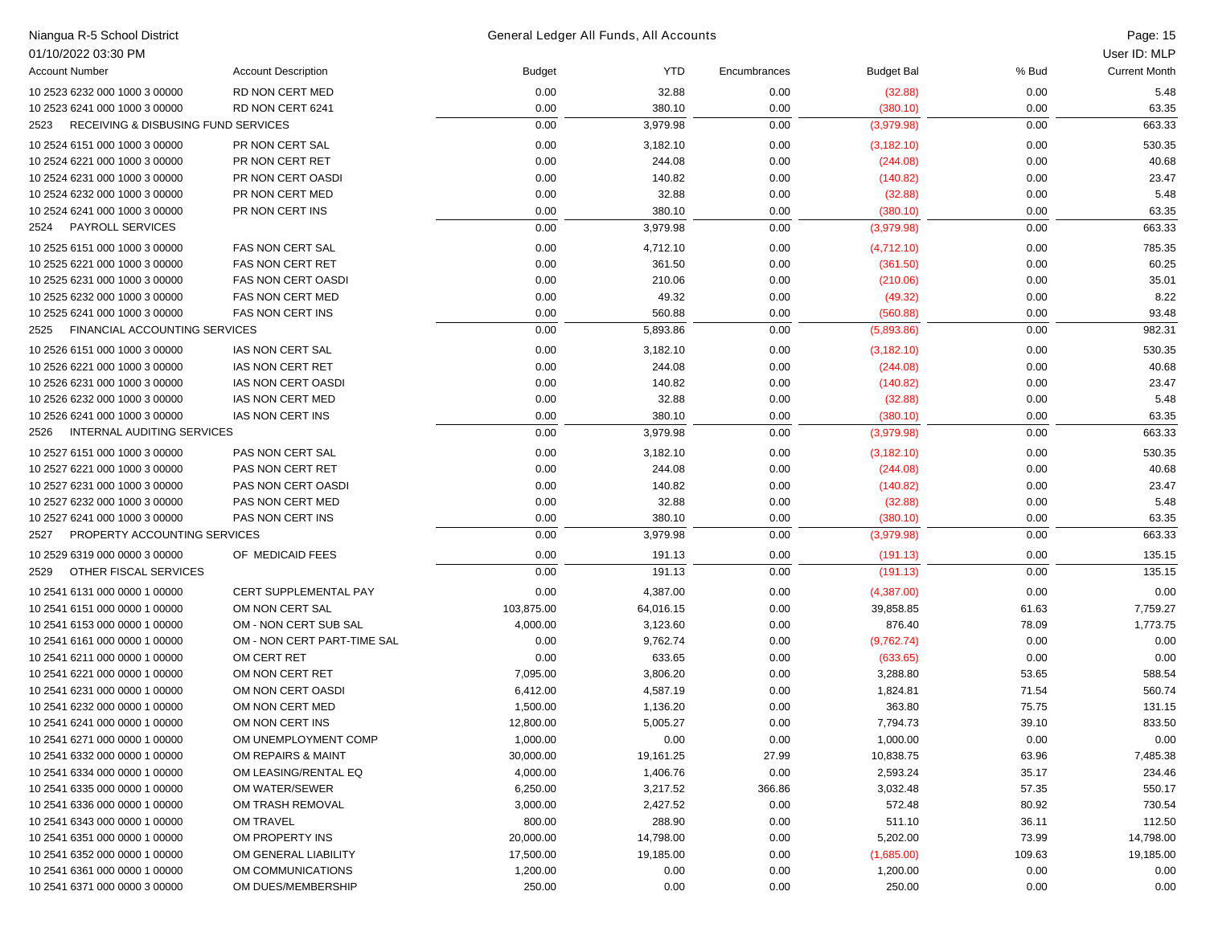| Account Number | Account Description | Budget | YTD | Encumbrances | Budget Bal | % Bud | Current Month |
|---|---|---|---|---|---|---|---|
| 10 2523 6232 000 1000 3 00000 | RD NON CERT MED | 0.00 | 32.88 | 0.00 | (32.88) | 0.00 | 5.48 |
| 10 2523 6241 000 1000 3 00000 | RD NON CERT 6241 | 0.00 | 380.10 | 0.00 | (380.10) | 0.00 | 63.35 |
| 2523 RECEIVING & DISBUSING FUND SERVICES | | 0.00 | 3,979.98 | 0.00 | (3,979.98) | 0.00 | 663.33 |
| 10 2524 6151 000 1000 3 00000 | PR NON CERT SAL | 0.00 | 3,182.10 | 0.00 | (3,182.10) | 0.00 | 530.35 |
| 10 2524 6221 000 1000 3 00000 | PR NON CERT RET | 0.00 | 244.08 | 0.00 | (244.08) | 0.00 | 40.68 |
| 10 2524 6231 000 1000 3 00000 | PR NON CERT OASDI | 0.00 | 140.82 | 0.00 | (140.82) | 0.00 | 23.47 |
| 10 2524 6232 000 1000 3 00000 | PR NON CERT MED | 0.00 | 32.88 | 0.00 | (32.88) | 0.00 | 5.48 |
| 10 2524 6241 000 1000 3 00000 | PR NON CERT INS | 0.00 | 380.10 | 0.00 | (380.10) | 0.00 | 63.35 |
| 2524 PAYROLL SERVICES | | 0.00 | 3,979.98 | 0.00 | (3,979.98) | 0.00 | 663.33 |
| 10 2525 6151 000 1000 3 00000 | FAS NON CERT SAL | 0.00 | 4,712.10 | 0.00 | (4,712.10) | 0.00 | 785.35 |
| 10 2525 6221 000 1000 3 00000 | FAS NON CERT RET | 0.00 | 361.50 | 0.00 | (361.50) | 0.00 | 60.25 |
| 10 2525 6231 000 1000 3 00000 | FAS NON CERT OASDI | 0.00 | 210.06 | 0.00 | (210.06) | 0.00 | 35.01 |
| 10 2525 6232 000 1000 3 00000 | FAS NON CERT MED | 0.00 | 49.32 | 0.00 | (49.32) | 0.00 | 8.22 |
| 10 2525 6241 000 1000 3 00000 | FAS NON CERT INS | 0.00 | 560.88 | 0.00 | (560.88) | 0.00 | 93.48 |
| 2525 FINANCIAL ACCOUNTING SERVICES | | 0.00 | 5,893.86 | 0.00 | (5,893.86) | 0.00 | 982.31 |
| 10 2526 6151 000 1000 3 00000 | IAS NON CERT SAL | 0.00 | 3,182.10 | 0.00 | (3,182.10) | 0.00 | 530.35 |
| 10 2526 6221 000 1000 3 00000 | IAS NON CERT RET | 0.00 | 244.08 | 0.00 | (244.08) | 0.00 | 40.68 |
| 10 2526 6231 000 1000 3 00000 | IAS NON CERT OASDI | 0.00 | 140.82 | 0.00 | (140.82) | 0.00 | 23.47 |
| 10 2526 6232 000 1000 3 00000 | IAS NON CERT MED | 0.00 | 32.88 | 0.00 | (32.88) | 0.00 | 5.48 |
| 10 2526 6241 000 1000 3 00000 | IAS NON CERT INS | 0.00 | 380.10 | 0.00 | (380.10) | 0.00 | 63.35 |
| 2526 INTERNAL AUDITING SERVICES | | 0.00 | 3,979.98 | 0.00 | (3,979.98) | 0.00 | 663.33 |
| 10 2527 6151 000 1000 3 00000 | PAS NON CERT SAL | 0.00 | 3,182.10 | 0.00 | (3,182.10) | 0.00 | 530.35 |
| 10 2527 6221 000 1000 3 00000 | PAS NON CERT RET | 0.00 | 244.08 | 0.00 | (244.08) | 0.00 | 40.68 |
| 10 2527 6231 000 1000 3 00000 | PAS NON CERT OASDI | 0.00 | 140.82 | 0.00 | (140.82) | 0.00 | 23.47 |
| 10 2527 6232 000 1000 3 00000 | PAS NON CERT MED | 0.00 | 32.88 | 0.00 | (32.88) | 0.00 | 5.48 |
| 10 2527 6241 000 1000 3 00000 | PAS NON CERT INS | 0.00 | 380.10 | 0.00 | (380.10) | 0.00 | 63.35 |
| 2527 PROPERTY ACCOUNTING SERVICES | | 0.00 | 3,979.98 | 0.00 | (3,979.98) | 0.00 | 663.33 |
| 10 2529 6319 000 0000 3 00000 | OF MEDICAID FEES | 0.00 | 191.13 | 0.00 | (191.13) | 0.00 | 135.15 |
| 2529 OTHER FISCAL SERVICES | | 0.00 | 191.13 | 0.00 | (191.13) | 0.00 | 135.15 |
| 10 2541 6131 000 0000 1 00000 | CERT SUPPLEMENTAL PAY | 0.00 | 4,387.00 | 0.00 | (4,387.00) | 0.00 | 0.00 |
| 10 2541 6151 000 0000 1 00000 | OM NON CERT SAL | 103,875.00 | 64,016.15 | 0.00 | 39,858.85 | 61.63 | 7,759.27 |
| 10 2541 6153 000 0000 1 00000 | OM - NON CERT SUB SAL | 4,000.00 | 3,123.60 | 0.00 | 876.40 | 78.09 | 1,773.75 |
| 10 2541 6161 000 0000 1 00000 | OM - NON CERT PART-TIME SAL | 0.00 | 9,762.74 | 0.00 | (9,762.74) | 0.00 | 0.00 |
| 10 2541 6211 000 0000 1 00000 | OM CERT RET | 0.00 | 633.65 | 0.00 | (633.65) | 0.00 | 0.00 |
| 10 2541 6221 000 0000 1 00000 | OM NON CERT RET | 7,095.00 | 3,806.20 | 0.00 | 3,288.80 | 53.65 | 588.54 |
| 10 2541 6231 000 0000 1 00000 | OM NON CERT OASDI | 6,412.00 | 4,587.19 | 0.00 | 1,824.81 | 71.54 | 560.74 |
| 10 2541 6232 000 0000 1 00000 | OM NON CERT MED | 1,500.00 | 1,136.20 | 0.00 | 363.80 | 75.75 | 131.15 |
| 10 2541 6241 000 0000 1 00000 | OM NON CERT INS | 12,800.00 | 5,005.27 | 0.00 | 7,794.73 | 39.10 | 833.50 |
| 10 2541 6271 000 0000 1 00000 | OM UNEMPLOYMENT COMP | 1,000.00 | 0.00 | 0.00 | 1,000.00 | 0.00 | 0.00 |
| 10 2541 6332 000 0000 1 00000 | OM REPAIRS & MAINT | 30,000.00 | 19,161.25 | 27.99 | 10,838.75 | 63.96 | 7,485.38 |
| 10 2541 6334 000 0000 1 00000 | OM LEASING/RENTAL EQ | 4,000.00 | 1,406.76 | 0.00 | 2,593.24 | 35.17 | 234.46 |
| 10 2541 6335 000 0000 1 00000 | OM WATER/SEWER | 6,250.00 | 3,217.52 | 366.86 | 3,032.48 | 57.35 | 550.17 |
| 10 2541 6336 000 0000 1 00000 | OM TRASH REMOVAL | 3,000.00 | 2,427.52 | 0.00 | 572.48 | 80.92 | 730.54 |
| 10 2541 6343 000 0000 1 00000 | OM TRAVEL | 800.00 | 288.90 | 0.00 | 511.10 | 36.11 | 112.50 |
| 10 2541 6351 000 0000 1 00000 | OM PROPERTY INS | 20,000.00 | 14,798.00 | 0.00 | 5,202.00 | 73.99 | 14,798.00 |
| 10 2541 6352 000 0000 1 00000 | OM GENERAL LIABILITY | 17,500.00 | 19,185.00 | 0.00 | (1,685.00) | 109.63 | 19,185.00 |
| 10 2541 6361 000 0000 1 00000 | OM COMMUNICATIONS | 1,200.00 | 0.00 | 0.00 | 1,200.00 | 0.00 | 0.00 |
| 10 2541 6371 000 0000 3 00000 | OM DUES/MEMBERSHIP | 250.00 | 0.00 | 0.00 | 250.00 | 0.00 | 0.00 |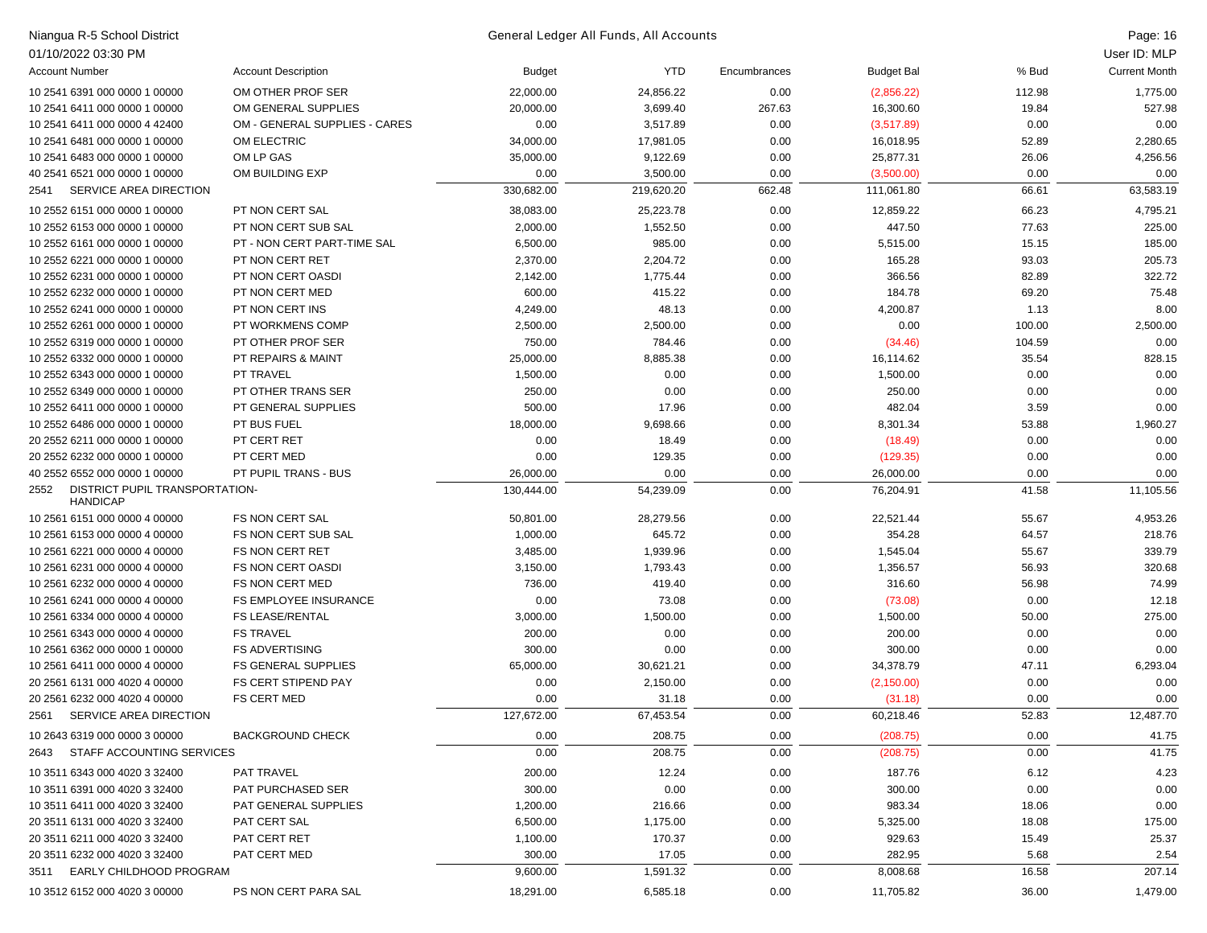| Account Number | Account Description | Budget | YTD | Encumbrances | Budget Bal | % Bud | Current Month |
|---|---|---|---|---|---|---|---|
| 10 2541 6391 000 0000 1 00000 | OM OTHER PROF SER | 22,000.00 | 24,856.22 | 0.00 | (2,856.22) | 112.98 | 1,775.00 |
| 10 2541 6411 000 0000 1 00000 | OM GENERAL SUPPLIES | 20,000.00 | 3,699.40 | 267.63 | 16,300.60 | 19.84 | 527.98 |
| 10 2541 6411 000 0000 4 42400 | OM - GENERAL SUPPLIES - CARES | 0.00 | 3,517.89 | 0.00 | (3,517.89) | 0.00 | 0.00 |
| 10 2541 6481 000 0000 1 00000 | OM ELECTRIC | 34,000.00 | 17,981.05 | 0.00 | 16,018.95 | 52.89 | 2,280.65 |
| 10 2541 6483 000 0000 1 00000 | OM LP GAS | 35,000.00 | 9,122.69 | 0.00 | 25,877.31 | 26.06 | 4,256.56 |
| 40 2541 6521 000 0000 1 00000 | OM BUILDING EXP | 0.00 | 3,500.00 | 0.00 | (3,500.00) | 0.00 | 0.00 |
| 2541 SERVICE AREA DIRECTION | | 330,682.00 | 219,620.20 | 662.48 | 111,061.80 | 66.61 | 63,583.19 |
| 10 2552 6151 000 0000 1 00000 | PT NON CERT SAL | 38,083.00 | 25,223.78 | 0.00 | 12,859.22 | 66.23 | 4,795.21 |
| 10 2552 6153 000 0000 1 00000 | PT NON CERT SUB SAL | 2,000.00 | 1,552.50 | 0.00 | 447.50 | 77.63 | 225.00 |
| 10 2552 6161 000 0000 1 00000 | PT - NON CERT PART-TIME SAL | 6,500.00 | 985.00 | 0.00 | 5,515.00 | 15.15 | 185.00 |
| 10 2552 6221 000 0000 1 00000 | PT NON CERT RET | 2,370.00 | 2,204.72 | 0.00 | 165.28 | 93.03 | 205.73 |
| 10 2552 6231 000 0000 1 00000 | PT NON CERT OASDI | 2,142.00 | 1,775.44 | 0.00 | 366.56 | 82.89 | 322.72 |
| 10 2552 6232 000 0000 1 00000 | PT NON CERT MED | 600.00 | 415.22 | 0.00 | 184.78 | 69.20 | 75.48 |
| 10 2552 6241 000 0000 1 00000 | PT NON CERT INS | 4,249.00 | 48.13 | 0.00 | 4,200.87 | 1.13 | 8.00 |
| 10 2552 6261 000 0000 1 00000 | PT WORKMENS COMP | 2,500.00 | 2,500.00 | 0.00 | 0.00 | 100.00 | 2,500.00 |
| 10 2552 6319 000 0000 1 00000 | PT OTHER PROF SER | 750.00 | 784.46 | 0.00 | (34.46) | 104.59 | 0.00 |
| 10 2552 6332 000 0000 1 00000 | PT REPAIRS & MAINT | 25,000.00 | 8,885.38 | 0.00 | 16,114.62 | 35.54 | 828.15 |
| 10 2552 6343 000 0000 1 00000 | PT TRAVEL | 1,500.00 | 0.00 | 0.00 | 1,500.00 | 0.00 | 0.00 |
| 10 2552 6349 000 0000 1 00000 | PT OTHER TRANS SER | 250.00 | 0.00 | 0.00 | 250.00 | 0.00 | 0.00 |
| 10 2552 6411 000 0000 1 00000 | PT GENERAL SUPPLIES | 500.00 | 17.96 | 0.00 | 482.04 | 3.59 | 0.00 |
| 10 2552 6486 000 0000 1 00000 | PT BUS FUEL | 18,000.00 | 9,698.66 | 0.00 | 8,301.34 | 53.88 | 1,960.27 |
| 20 2552 6211 000 0000 1 00000 | PT CERT RET | 0.00 | 18.49 | 0.00 | (18.49) | 0.00 | 0.00 |
| 20 2552 6232 000 0000 1 00000 | PT CERT MED | 0.00 | 129.35 | 0.00 | (129.35) | 0.00 | 0.00 |
| 40 2552 6552 000 0000 1 00000 | PT PUPIL TRANS - BUS | 26,000.00 | 0.00 | 0.00 | 26,000.00 | 0.00 | 0.00 |
| 2552 DISTRICT PUPIL TRANSPORTATION-HANDICAP | | 130,444.00 | 54,239.09 | 0.00 | 76,204.91 | 41.58 | 11,105.56 |
| 10 2561 6151 000 0000 4 00000 | FS NON CERT SAL | 50,801.00 | 28,279.56 | 0.00 | 22,521.44 | 55.67 | 4,953.26 |
| 10 2561 6153 000 0000 4 00000 | FS NON CERT SUB SAL | 1,000.00 | 645.72 | 0.00 | 354.28 | 64.57 | 218.76 |
| 10 2561 6221 000 0000 4 00000 | FS NON CERT RET | 3,485.00 | 1,939.96 | 0.00 | 1,545.04 | 55.67 | 339.79 |
| 10 2561 6231 000 0000 4 00000 | FS NON CERT OASDI | 3,150.00 | 1,793.43 | 0.00 | 1,356.57 | 56.93 | 320.68 |
| 10 2561 6232 000 0000 4 00000 | FS NON CERT MED | 736.00 | 419.40 | 0.00 | 316.60 | 56.98 | 74.99 |
| 10 2561 6241 000 0000 4 00000 | FS EMPLOYEE INSURANCE | 0.00 | 73.08 | 0.00 | (73.08) | 0.00 | 12.18 |
| 10 2561 6334 000 0000 4 00000 | FS LEASE/RENTAL | 3,000.00 | 1,500.00 | 0.00 | 1,500.00 | 50.00 | 275.00 |
| 10 2561 6343 000 0000 4 00000 | FS TRAVEL | 200.00 | 0.00 | 0.00 | 200.00 | 0.00 | 0.00 |
| 10 2561 6362 000 0000 1 00000 | FS ADVERTISING | 300.00 | 0.00 | 0.00 | 300.00 | 0.00 | 0.00 |
| 10 2561 6411 000 0000 4 00000 | FS GENERAL SUPPLIES | 65,000.00 | 30,621.21 | 0.00 | 34,378.79 | 47.11 | 6,293.04 |
| 20 2561 6131 000 4020 4 00000 | FS CERT STIPEND PAY | 0.00 | 2,150.00 | 0.00 | (2,150.00) | 0.00 | 0.00 |
| 20 2561 6232 000 4020 4 00000 | FS CERT MED | 0.00 | 31.18 | 0.00 | (31.18) | 0.00 | 0.00 |
| 2561 SERVICE AREA DIRECTION | | 127,672.00 | 67,453.54 | 0.00 | 60,218.46 | 52.83 | 12,487.70 |
| 10 2643 6319 000 0000 3 00000 | BACKGROUND CHECK | 0.00 | 208.75 | 0.00 | (208.75) | 0.00 | 41.75 |
| 2643 STAFF ACCOUNTING SERVICES | | 0.00 | 208.75 | 0.00 | (208.75) | 0.00 | 41.75 |
| 10 3511 6343 000 4020 3 32400 | PAT TRAVEL | 200.00 | 12.24 | 0.00 | 187.76 | 6.12 | 4.23 |
| 10 3511 6391 000 4020 3 32400 | PAT PURCHASED SER | 300.00 | 0.00 | 0.00 | 300.00 | 0.00 | 0.00 |
| 10 3511 6411 000 4020 3 32400 | PAT GENERAL SUPPLIES | 1,200.00 | 216.66 | 0.00 | 983.34 | 18.06 | 0.00 |
| 20 3511 6131 000 4020 3 32400 | PAT CERT SAL | 6,500.00 | 1,175.00 | 0.00 | 5,325.00 | 18.08 | 175.00 |
| 20 3511 6211 000 4020 3 32400 | PAT CERT RET | 1,100.00 | 170.37 | 0.00 | 929.63 | 15.49 | 25.37 |
| 20 3511 6232 000 4020 3 32400 | PAT CERT MED | 300.00 | 17.05 | 0.00 | 282.95 | 5.68 | 2.54 |
| 3511 EARLY CHILDHOOD PROGRAM | | 9,600.00 | 1,591.32 | 0.00 | 8,008.68 | 16.58 | 207.14 |
| 10 3512 6152 000 4020 3 00000 | PS NON CERT PARA SAL | 18,291.00 | 6,585.18 | 0.00 | 11,705.82 | 36.00 | 1,479.00 |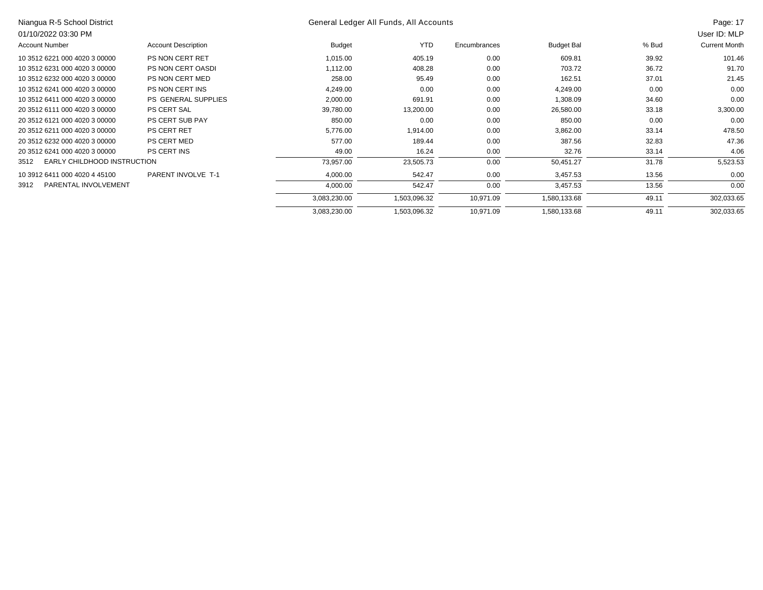Niangua R-5 School District

01/10/2022 03:30 PM

General Ledger All Funds, All Accounts

User ID: MLP

| Account Number | Account Description | Budget | YTD | Encumbrances | Budget Bal | % Bud | Current Month |
|---|---|---|---|---|---|---|---|
| 10 3512 6221 000 4020 3 00000 | PS NON CERT RET | 1,015.00 | 405.19 | 0.00 | 609.81 | 39.92 | 101.46 |
| 10 3512 6231 000 4020 3 00000 | PS NON CERT OASDI | 1,112.00 | 408.28 | 0.00 | 703.72 | 36.72 | 91.70 |
| 10 3512 6232 000 4020 3 00000 | PS NON CERT MED | 258.00 | 95.49 | 0.00 | 162.51 | 37.01 | 21.45 |
| 10 3512 6241 000 4020 3 00000 | PS NON CERT INS | 4,249.00 | 0.00 | 0.00 | 4,249.00 | 0.00 | 0.00 |
| 10 3512 6411 000 4020 3 00000 | PS GENERAL SUPPLIES | 2,000.00 | 691.91 | 0.00 | 1,308.09 | 34.60 | 0.00 |
| 20 3512 6111 000 4020 3 00000 | PS CERT SAL | 39,780.00 | 13,200.00 | 0.00 | 26,580.00 | 33.18 | 3,300.00 |
| 20 3512 6121 000 4020 3 00000 | PS CERT SUB PAY | 850.00 | 0.00 | 0.00 | 850.00 | 0.00 | 0.00 |
| 20 3512 6211 000 4020 3 00000 | PS CERT RET | 5,776.00 | 1,914.00 | 0.00 | 3,862.00 | 33.14 | 478.50 |
| 20 3512 6232 000 4020 3 00000 | PS CERT MED | 577.00 | 189.44 | 0.00 | 387.56 | 32.83 | 47.36 |
| 20 3512 6241 000 4020 3 00000 | PS CERT INS | 49.00 | 16.24 | 0.00 | 32.76 | 33.14 | 4.06 |
| 3512 EARLY CHILDHOOD INSTRUCTION | | 73,957.00 | 23,505.73 | 0.00 | 50,451.27 | 31.78 | 5,523.53 |
| 10 3912 6411 000 4020 4 45100 | PARENT INVOLVE T-1 | 4,000.00 | 542.47 | 0.00 | 3,457.53 | 13.56 | 0.00 |
| 3912 PARENTAL INVOLVEMENT | | 4,000.00 | 542.47 | 0.00 | 3,457.53 | 13.56 | 0.00 |
| | | 3,083,230.00 | 1,503,096.32 | 10,971.09 | 1,580,133.68 | 49.11 | 302,033.65 |
| | | 3,083,230.00 | 1,503,096.32 | 10,971.09 | 1,580,133.68 | 49.11 | 302,033.65 |